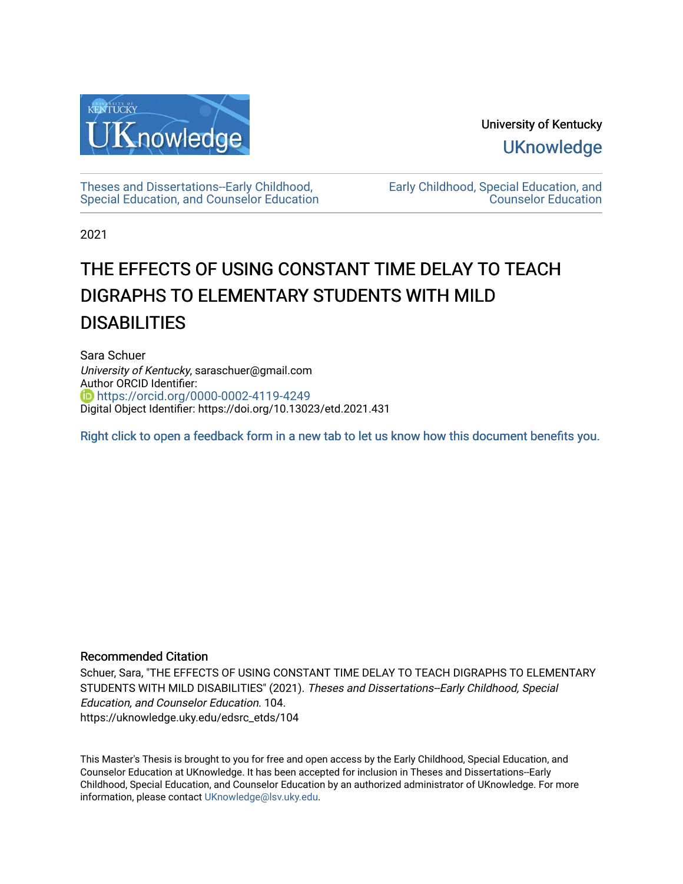University of Kentucky

UKnowledge

Theses and Dissertations--Early Childhood, Special Education, and Counselor Education

Early Childhood, Special Education, and Counselor Education

2021

# THE EFFECTS OF USING CONSTANT TIME DELAY TO TEACH DIGRAPHS TO ELEMENTARY STUDENTS WITH MILD DISABILITIES

Sara Schuer  
*University of Kentucky*, saraschuer@gmail.com  
Author ORCID Identifier:  
https://orcid.org/0000-0002-4119-4249  
Digital Object Identifier: https://doi.org/10.13023/etd.2021.431

Right click to open a feedback form in a new tab to let us know how this document benefits you.

## Recommended Citation

Schuer, Sara, "THE EFFECTS OF USING CONSTANT TIME DELAY TO TEACH DIGRAPHS TO ELEMENTARY STUDENTS WITH MILD DISABILITIES" (2021). *Theses and Dissertations--Early Childhood, Special Education, and Counselor Education*. 104.  
https://uknowledge.uky.edu/edsrc_etds/104

This Master's Thesis is brought to you for free and open access by the Early Childhood, Special Education, and Counselor Education at UKnowledge. It has been accepted for inclusion in Theses and Dissertations--Early Childhood, Special Education, and Counselor Education by an authorized administrator of UKnowledge. For more information, please contact UKnowledge@lsv.uky.edu.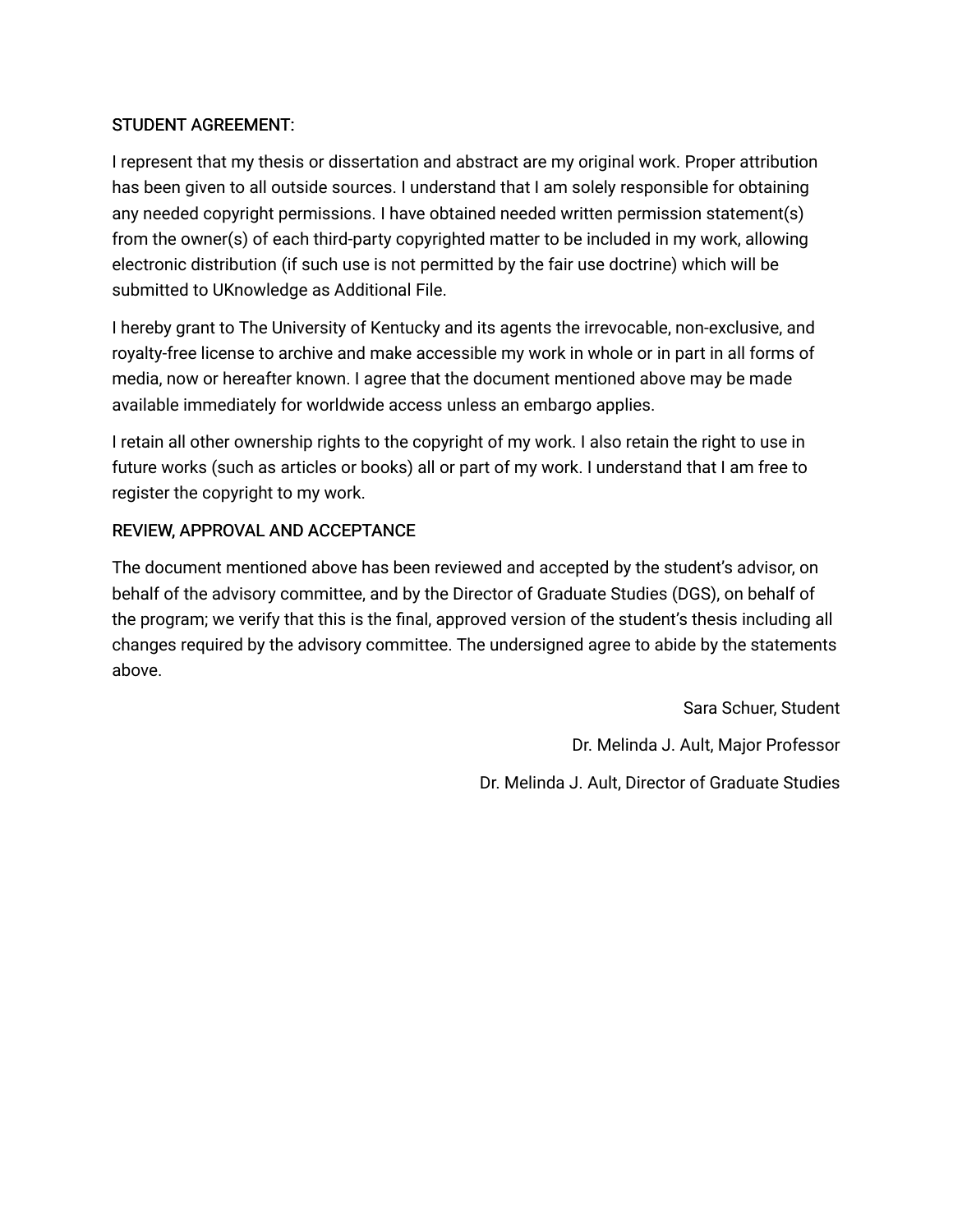STUDENT AGREEMENT:

I represent that my thesis or dissertation and abstract are my original work. Proper attribution has been given to all outside sources. I understand that I am solely responsible for obtaining any needed copyright permissions. I have obtained needed written permission statement(s) from the owner(s) of each third-party copyrighted matter to be included in my work, allowing electronic distribution (if such use is not permitted by the fair use doctrine) which will be submitted to UKnowledge as Additional File.

I hereby grant to The University of Kentucky and its agents the irrevocable, non-exclusive, and royalty-free license to archive and make accessible my work in whole or in part in all forms of media, now or hereafter known. I agree that the document mentioned above may be made available immediately for worldwide access unless an embargo applies.

I retain all other ownership rights to the copyright of my work. I also retain the right to use in future works (such as articles or books) all or part of my work. I understand that I am free to register the copyright to my work.

REVIEW, APPROVAL AND ACCEPTANCE

The document mentioned above has been reviewed and accepted by the student's advisor, on behalf of the advisory committee, and by the Director of Graduate Studies (DGS), on behalf of the program; we verify that this is the final, approved version of the student's thesis including all changes required by the advisory committee. The undersigned agree to abide by the statements above.

Sara Schuer, Student

Dr. Melinda J. Ault, Major Professor

Dr. Melinda J. Ault, Director of Graduate Studies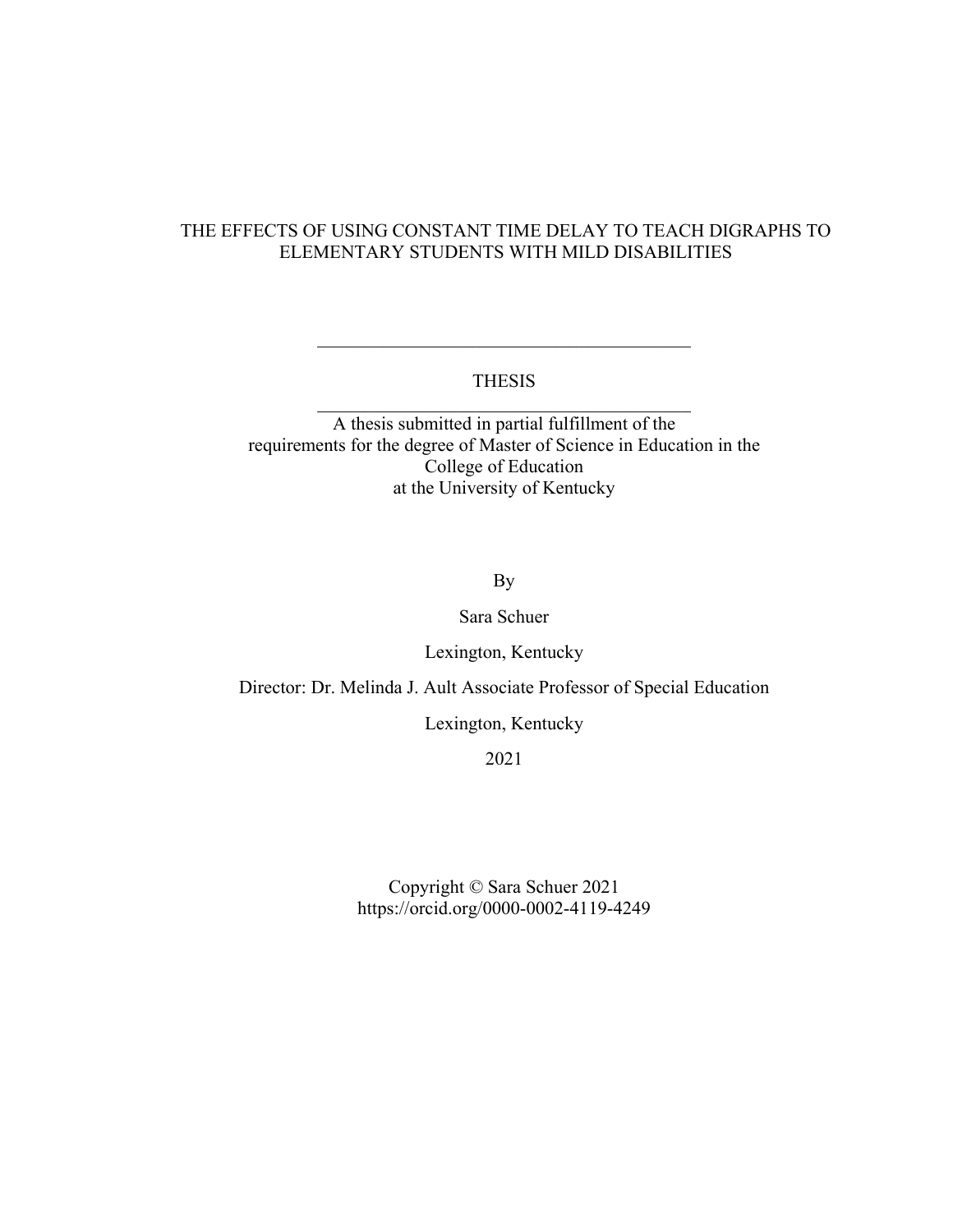# THE EFFECTS OF USING CONSTANT TIME DELAY TO TEACH DIGRAPHS TO ELEMENTARY STUDENTS WITH MILD DISABILITIES

---

THESIS

---

A thesis submitted in partial fulfillment of the requirements for the degree of Master of Science in Education in the College of Education at the University of Kentucky

By

Sara Schuer

Lexington, Kentucky

Director: Dr. Melinda J. Ault Associate Professor of Special Education

Lexington, Kentucky

2021

Copyright © Sara Schuer 2021
https://orcid.org/0000-0002-4119-4249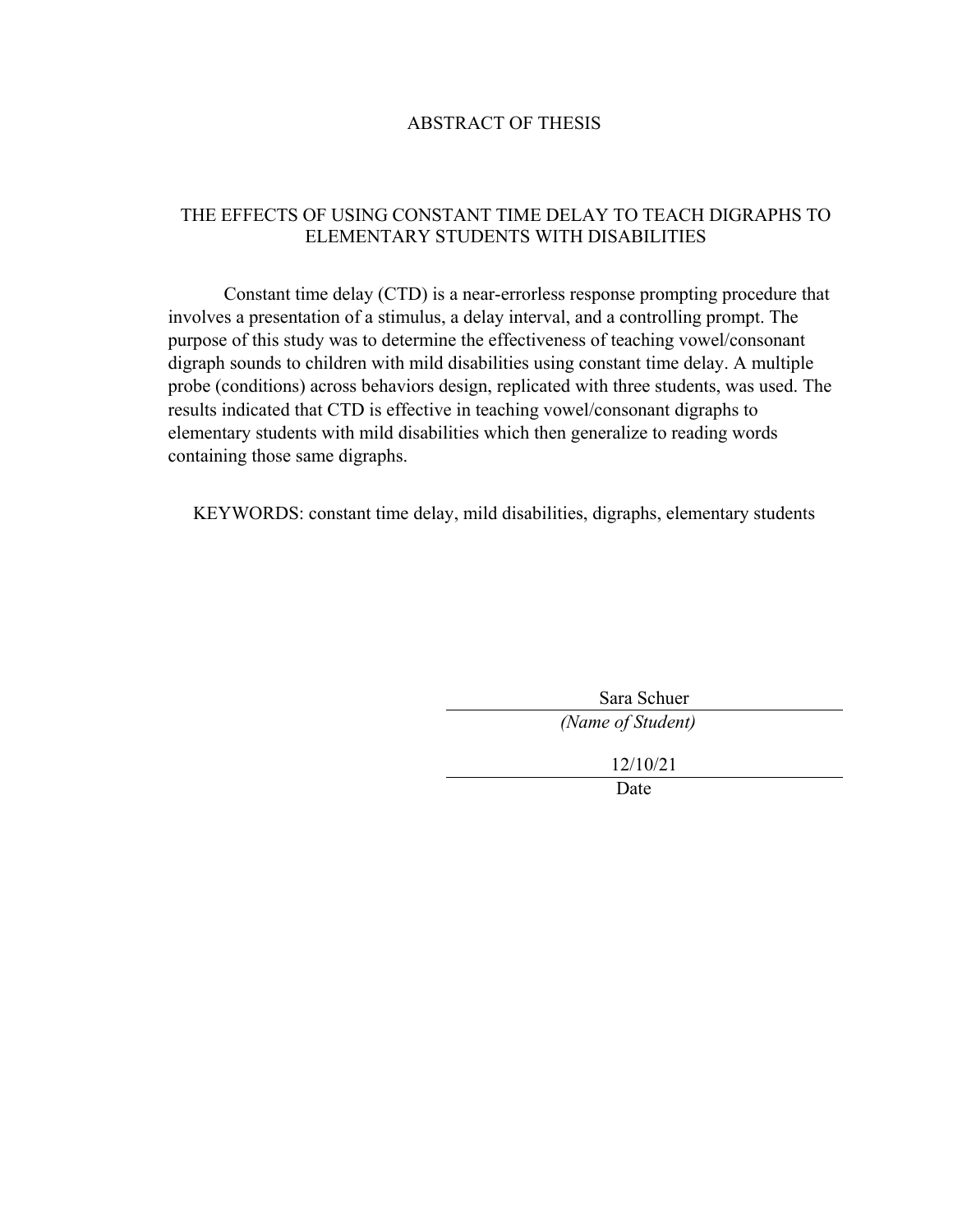# ABSTRACT OF THESIS

## THE EFFECTS OF USING CONSTANT TIME DELAY TO TEACH DIGRAPHS TO ELEMENTARY STUDENTS WITH DISABILITIES

Constant time delay (CTD) is a near-errorless response prompting procedure that involves a presentation of a stimulus, a delay interval, and a controlling prompt. The purpose of this study was to determine the effectiveness of teaching vowel/consonant digraph sounds to children with mild disabilities using constant time delay. A multiple probe (conditions) across behaviors design, replicated with three students, was used. The results indicated that CTD is effective in teaching vowel/consonant digraphs to elementary students with mild disabilities which then generalize to reading words containing those same digraphs.

KEYWORDS: constant time delay, mild disabilities, digraphs, elementary students

Sara Schuer
*(Name of Student)*

12/10/21
Date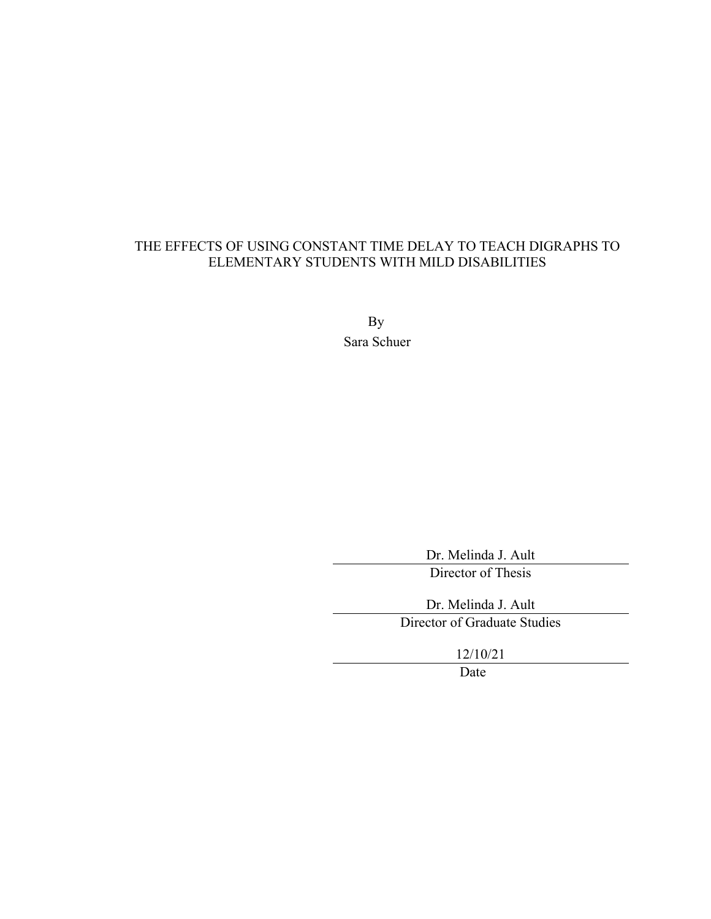THE EFFECTS OF USING CONSTANT TIME DELAY TO TEACH DIGRAPHS TO ELEMENTARY STUDENTS WITH MILD DISABILITIES

By

Sara Schuer

Dr. Melinda J. Ault

Director of Thesis

Dr. Melinda J. Ault

Director of Graduate Studies

12/10/21

Date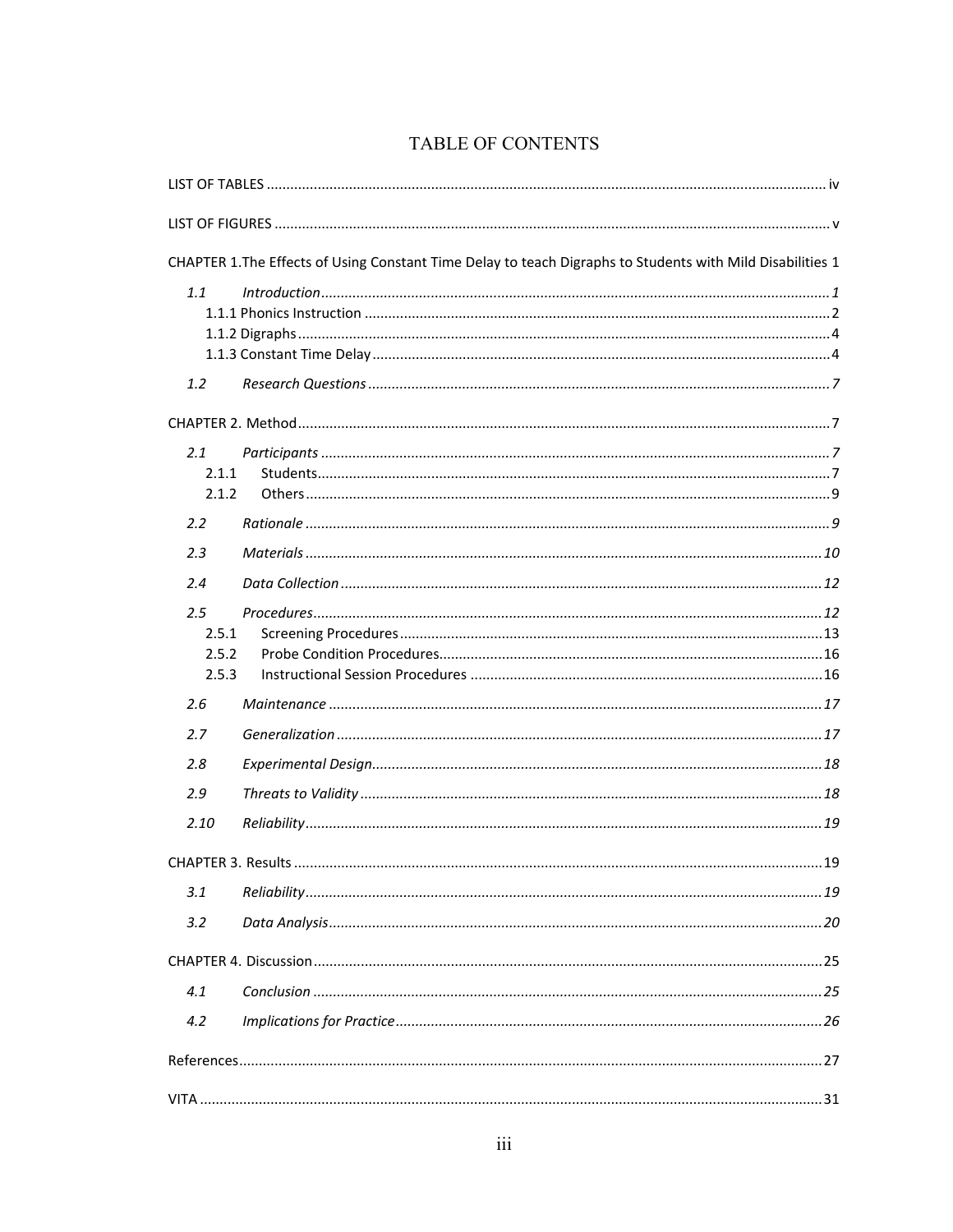# TABLE OF CONTENTS

LIST OF TABLES ........ iv

LIST OF FIGURES ........ v

CHAPTER 1.The Effects of Using Constant Time Delay to teach Digraphs to Students with Mild Disabilities 1

- 1.1 *Introduction* ........ *1*
  - 1.1.1 Phonics Instruction ........ 2
  - 1.1.2 Digraphs ........ 4
  - 1.1.3 Constant Time Delay ........ 4
- 1.2 *Research Questions* ........ *7*

CHAPTER 2. Method ........ 7

- 2.1 *Participants* ........ *7*
  - 2.1.1 Students ........ 7
  - 2.1.2 Others ........ 9
- 2.2 *Rationale* ........ *9*
- 2.3 *Materials* ........ *10*
- 2.4 *Data Collection* ........ *12*
- 2.5 *Procedures* ........ *12*
  - 2.5.1 Screening Procedures ........ 13
  - 2.5.2 Probe Condition Procedures ........ 16
  - 2.5.3 Instructional Session Procedures ........ 16
- 2.6 *Maintenance* ........ *17*
- 2.7 *Generalization* ........ *17*
- 2.8 *Experimental Design* ........ *18*
- 2.9 *Threats to Validity* ........ *18*
- 2.10 *Reliability* ........ *19*

CHAPTER 3. Results ........ 19

- 3.1 *Reliability* ........ *19*
- 3.2 *Data Analysis* ........ *20*

CHAPTER 4. Discussion ........ 25

- 4.1 *Conclusion* ........ *25*
- 4.2 *Implications for Practice* ........ *26*

References ........ 27

VITA ........ 31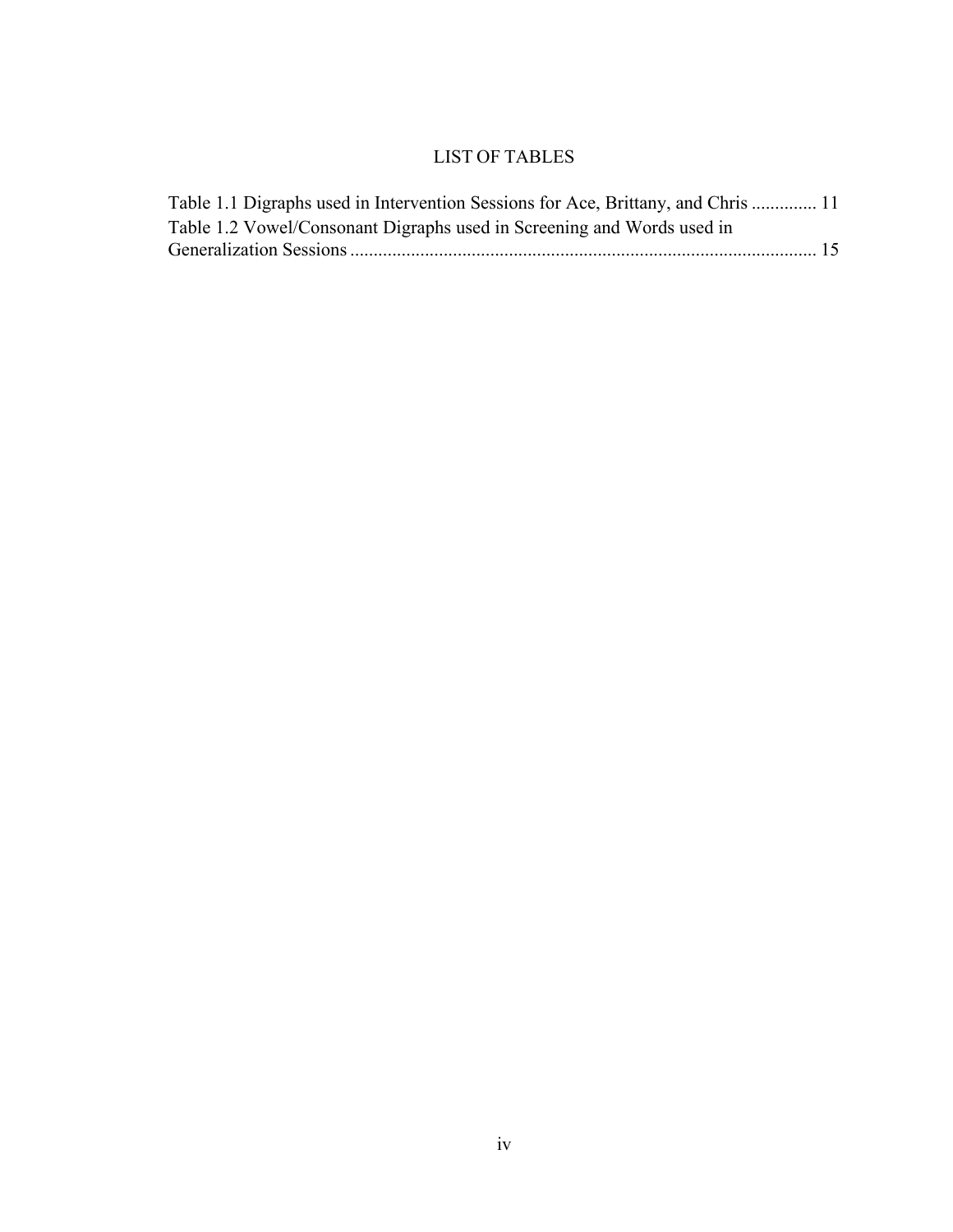# LIST OF TABLES

Table 1.1 Digraphs used in Intervention Sessions for Ace, Brittany, and Chris .............. 11

Table 1.2 Vowel/Consonant Digraphs used in Screening and Words used in Generalization Sessions .................................................................................................... 15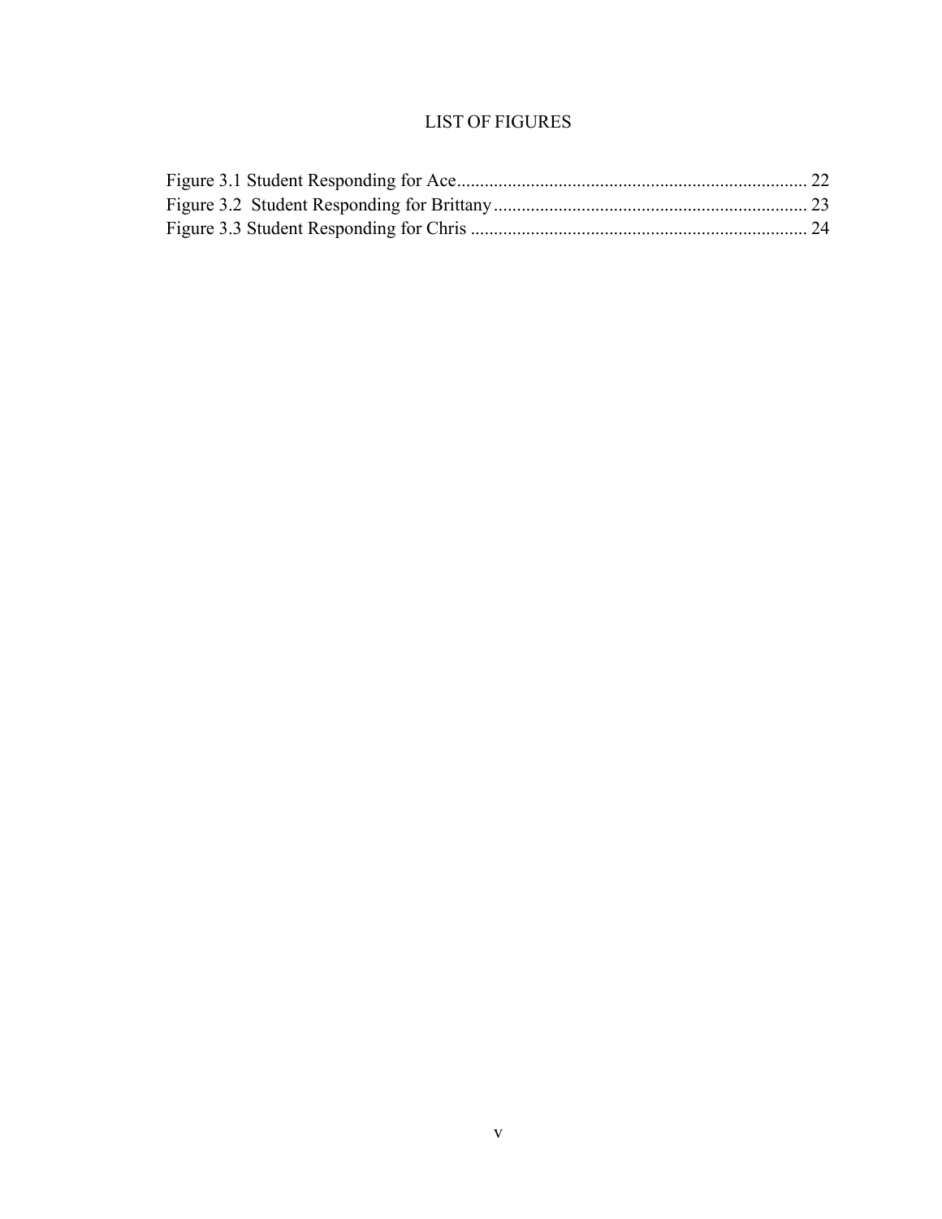# LIST OF FIGURES

Figure 3.1 Student Responding for Ace ........................................................................... 22
Figure 3.2 Student Responding for Brittany ................................................................... 23
Figure 3.3 Student Responding for Chris ........................................................................ 24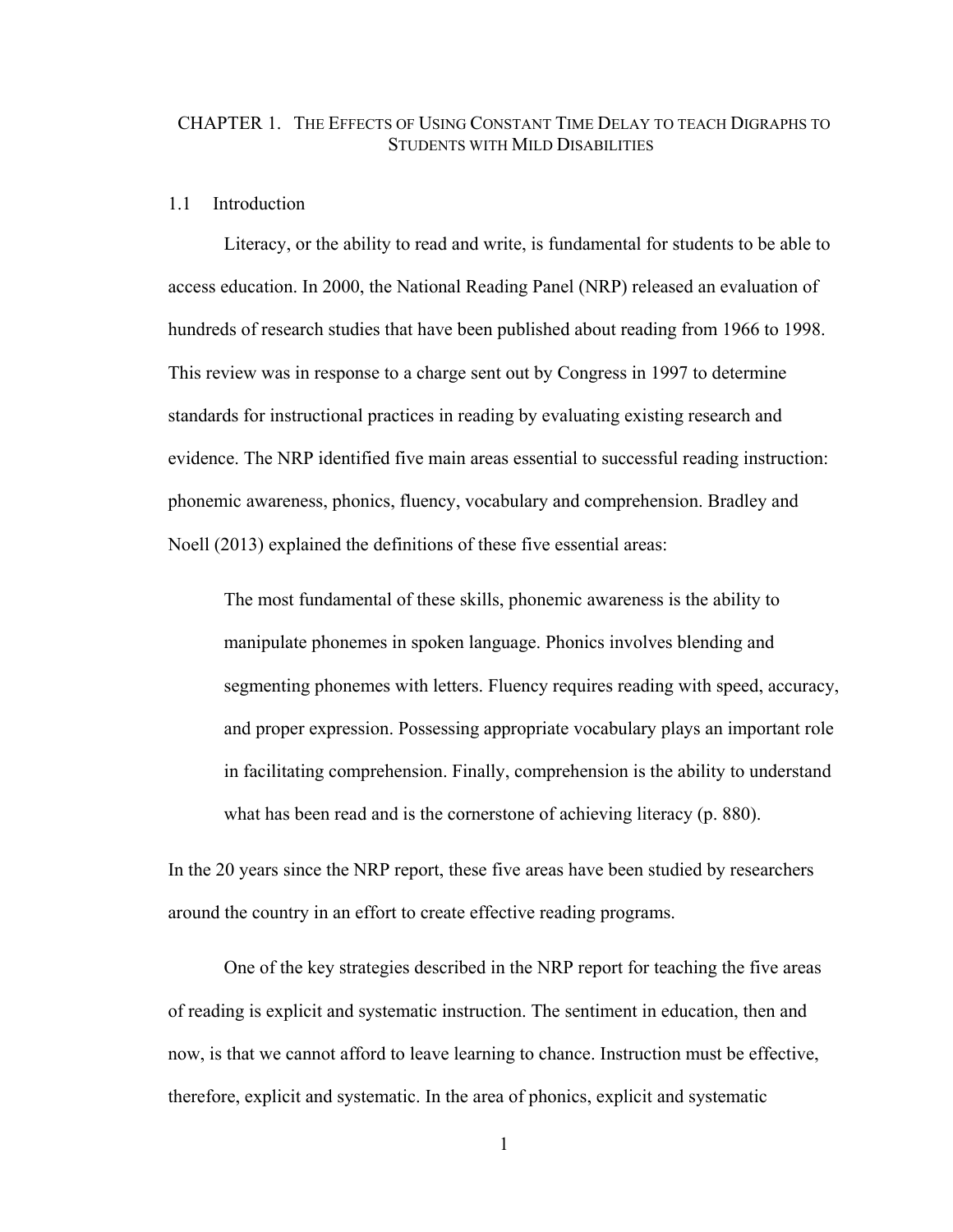# CHAPTER 1. THE EFFECTS OF USING CONSTANT TIME DELAY TO TEACH DIGRAPHS TO STUDENTS WITH MILD DISABILITIES

## 1.1 Introduction

Literacy, or the ability to read and write, is fundamental for students to be able to access education. In 2000, the National Reading Panel (NRP) released an evaluation of hundreds of research studies that have been published about reading from 1966 to 1998. This review was in response to a charge sent out by Congress in 1997 to determine standards for instructional practices in reading by evaluating existing research and evidence. The NRP identified five main areas essential to successful reading instruction: phonemic awareness, phonics, fluency, vocabulary and comprehension. Bradley and Noell (2013) explained the definitions of these five essential areas:

> The most fundamental of these skills, phonemic awareness is the ability to manipulate phonemes in spoken language. Phonics involves blending and segmenting phonemes with letters. Fluency requires reading with speed, accuracy, and proper expression. Possessing appropriate vocabulary plays an important role in facilitating comprehension. Finally, comprehension is the ability to understand what has been read and is the cornerstone of achieving literacy (p. 880).

In the 20 years since the NRP report, these five areas have been studied by researchers around the country in an effort to create effective reading programs.

One of the key strategies described in the NRP report for teaching the five areas of reading is explicit and systematic instruction. The sentiment in education, then and now, is that we cannot afford to leave learning to chance. Instruction must be effective, therefore, explicit and systematic. In the area of phonics, explicit and systematic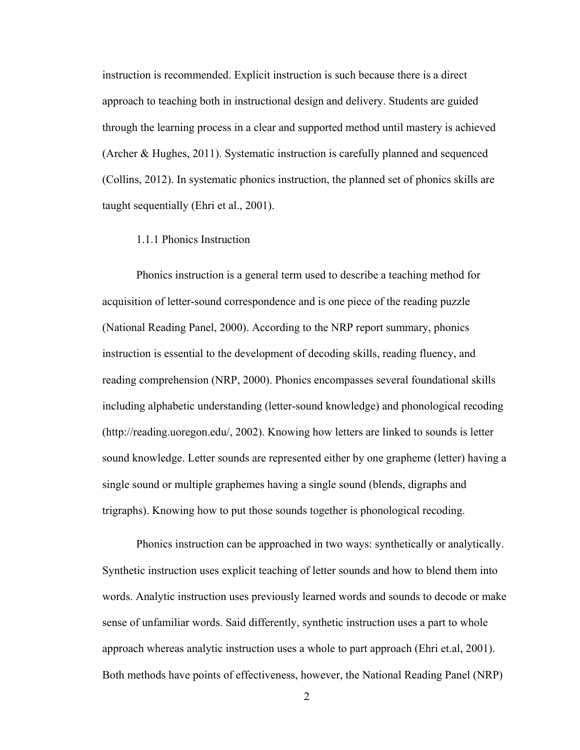instruction is recommended. Explicit instruction is such because there is a direct approach to teaching both in instructional design and delivery. Students are guided through the learning process in a clear and supported method until mastery is achieved (Archer & Hughes, 2011). Systematic instruction is carefully planned and sequenced (Collins, 2012). In systematic phonics instruction, the planned set of phonics skills are taught sequentially (Ehri et al., 2001).

### 1.1.1 Phonics Instruction

Phonics instruction is a general term used to describe a teaching method for acquisition of letter-sound correspondence and is one piece of the reading puzzle (National Reading Panel, 2000). According to the NRP report summary, phonics instruction is essential to the development of decoding skills, reading fluency, and reading comprehension (NRP, 2000). Phonics encompasses several foundational skills including alphabetic understanding (letter-sound knowledge) and phonological recoding (http://reading.uoregon.edu/, 2002). Knowing how letters are linked to sounds is letter sound knowledge. Letter sounds are represented either by one grapheme (letter) having a single sound or multiple graphemes having a single sound (blends, digraphs and trigraphs). Knowing how to put those sounds together is phonological recoding.

Phonics instruction can be approached in two ways: synthetically or analytically. Synthetic instruction uses explicit teaching of letter sounds and how to blend them into words. Analytic instruction uses previously learned words and sounds to decode or make sense of unfamiliar words. Said differently, synthetic instruction uses a part to whole approach whereas analytic instruction uses a whole to part approach (Ehri et.al, 2001). Both methods have points of effectiveness, however, the National Reading Panel (NRP)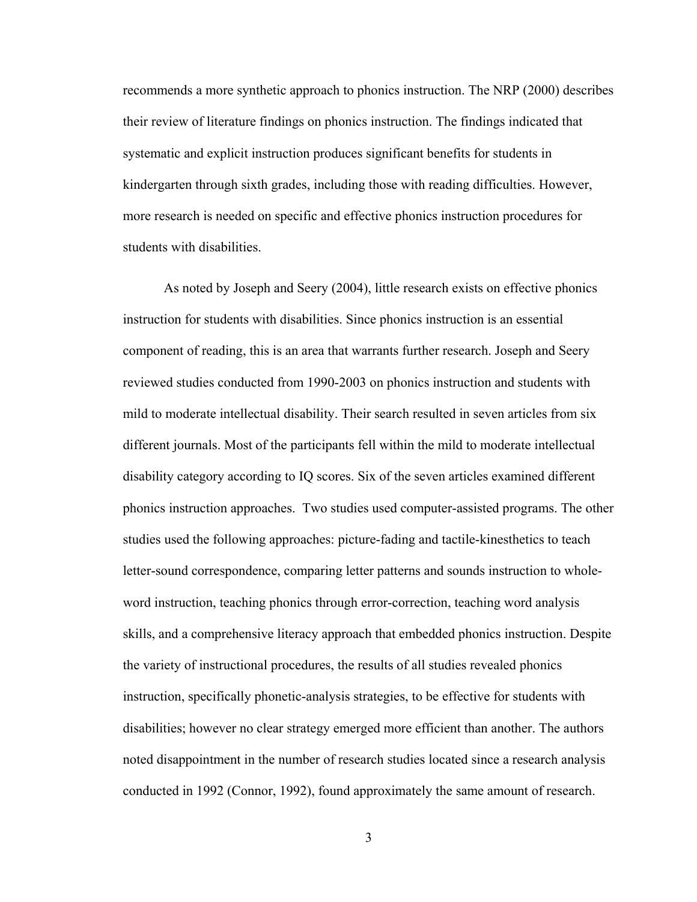recommends a more synthetic approach to phonics instruction. The NRP (2000) describes their review of literature findings on phonics instruction. The findings indicated that systematic and explicit instruction produces significant benefits for students in kindergarten through sixth grades, including those with reading difficulties. However, more research is needed on specific and effective phonics instruction procedures for students with disabilities.

As noted by Joseph and Seery (2004), little research exists on effective phonics instruction for students with disabilities. Since phonics instruction is an essential component of reading, this is an area that warrants further research. Joseph and Seery reviewed studies conducted from 1990-2003 on phonics instruction and students with mild to moderate intellectual disability. Their search resulted in seven articles from six different journals. Most of the participants fell within the mild to moderate intellectual disability category according to IQ scores. Six of the seven articles examined different phonics instruction approaches. Two studies used computer-assisted programs. The other studies used the following approaches: picture-fading and tactile-kinesthetics to teach letter-sound correspondence, comparing letter patterns and sounds instruction to whole-word instruction, teaching phonics through error-correction, teaching word analysis skills, and a comprehensive literacy approach that embedded phonics instruction. Despite the variety of instructional procedures, the results of all studies revealed phonics instruction, specifically phonetic-analysis strategies, to be effective for students with disabilities; however no clear strategy emerged more efficient than another. The authors noted disappointment in the number of research studies located since a research analysis conducted in 1992 (Connor, 1992), found approximately the same amount of research.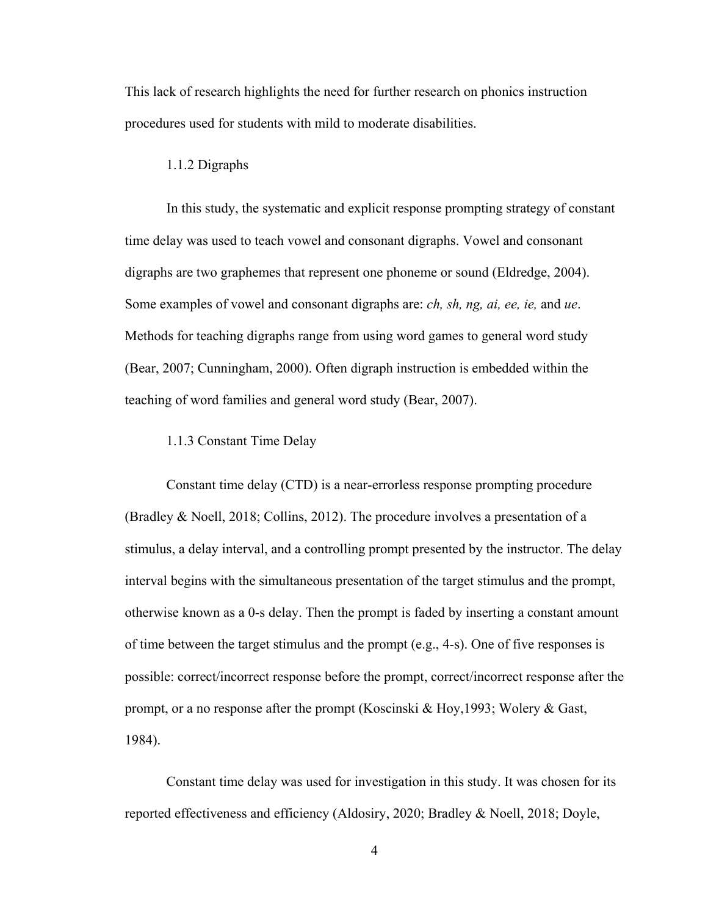This lack of research highlights the need for further research on phonics instruction procedures used for students with mild to moderate disabilities.

### 1.1.2 Digraphs

In this study, the systematic and explicit response prompting strategy of constant time delay was used to teach vowel and consonant digraphs. Vowel and consonant digraphs are two graphemes that represent one phoneme or sound (Eldredge, 2004). Some examples of vowel and consonant digraphs are: *ch, sh, ng, ai, ee, ie,* and *ue*. Methods for teaching digraphs range from using word games to general word study (Bear, 2007; Cunningham, 2000). Often digraph instruction is embedded within the teaching of word families and general word study (Bear, 2007).

### 1.1.3 Constant Time Delay

Constant time delay (CTD) is a near-errorless response prompting procedure (Bradley & Noell, 2018; Collins, 2012). The procedure involves a presentation of a stimulus, a delay interval, and a controlling prompt presented by the instructor. The delay interval begins with the simultaneous presentation of the target stimulus and the prompt, otherwise known as a 0-s delay. Then the prompt is faded by inserting a constant amount of time between the target stimulus and the prompt (e.g., 4-s). One of five responses is possible: correct/incorrect response before the prompt, correct/incorrect response after the prompt, or a no response after the prompt (Koscinski & Hoy,1993; Wolery & Gast, 1984).

Constant time delay was used for investigation in this study. It was chosen for its reported effectiveness and efficiency (Aldosiry, 2020; Bradley & Noell, 2018; Doyle,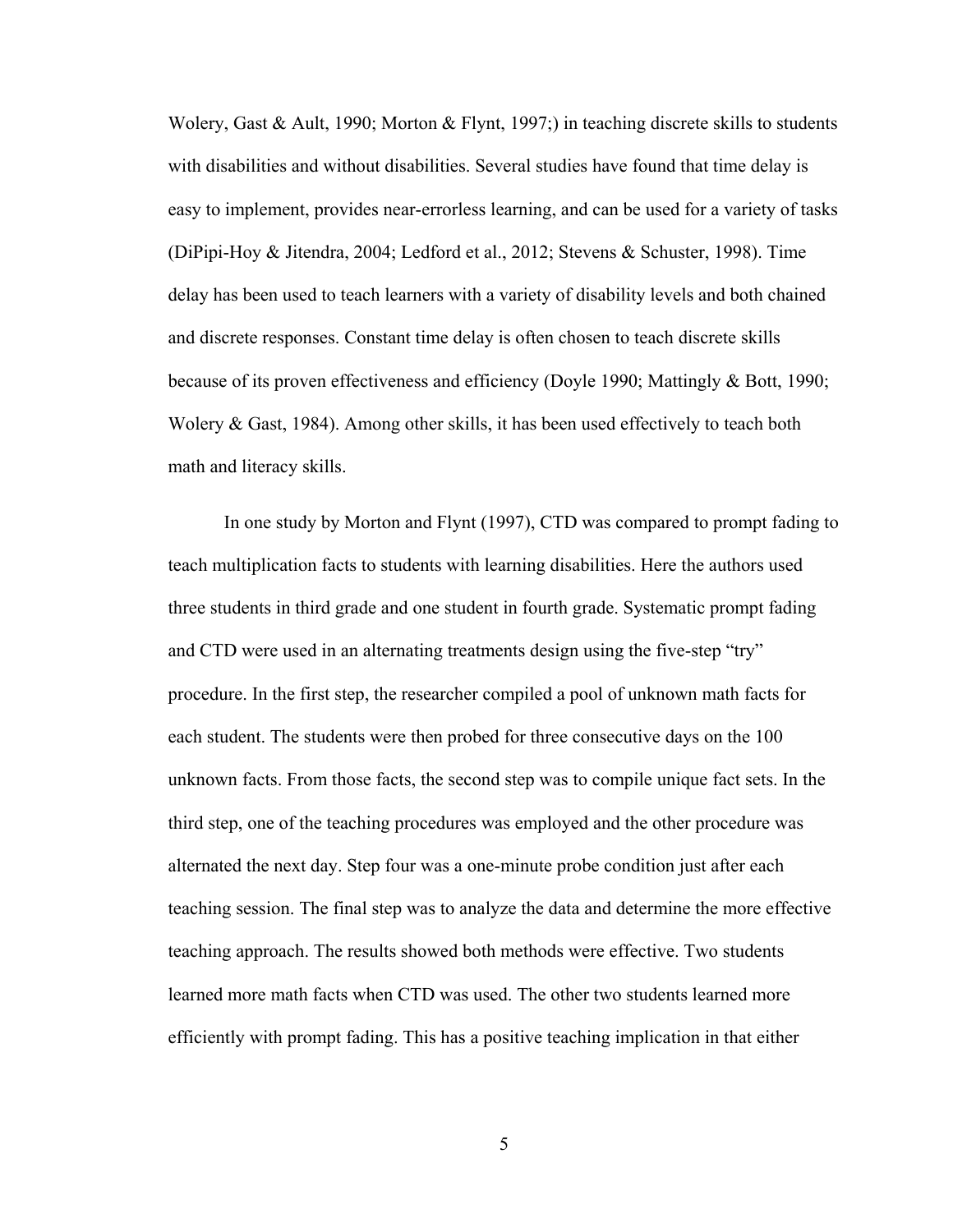Wolery, Gast & Ault, 1990; Morton & Flynt, 1997;) in teaching discrete skills to students with disabilities and without disabilities. Several studies have found that time delay is easy to implement, provides near-errorless learning, and can be used for a variety of tasks (DiPipi-Hoy & Jitendra, 2004; Ledford et al., 2012; Stevens & Schuster, 1998). Time delay has been used to teach learners with a variety of disability levels and both chained and discrete responses. Constant time delay is often chosen to teach discrete skills because of its proven effectiveness and efficiency (Doyle 1990; Mattingly & Bott, 1990; Wolery & Gast, 1984). Among other skills, it has been used effectively to teach both math and literacy skills.

In one study by Morton and Flynt (1997), CTD was compared to prompt fading to teach multiplication facts to students with learning disabilities. Here the authors used three students in third grade and one student in fourth grade. Systematic prompt fading and CTD were used in an alternating treatments design using the five-step "try" procedure. In the first step, the researcher compiled a pool of unknown math facts for each student. The students were then probed for three consecutive days on the 100 unknown facts. From those facts, the second step was to compile unique fact sets. In the third step, one of the teaching procedures was employed and the other procedure was alternated the next day. Step four was a one-minute probe condition just after each teaching session. The final step was to analyze the data and determine the more effective teaching approach. The results showed both methods were effective. Two students learned more math facts when CTD was used. The other two students learned more efficiently with prompt fading. This has a positive teaching implication in that either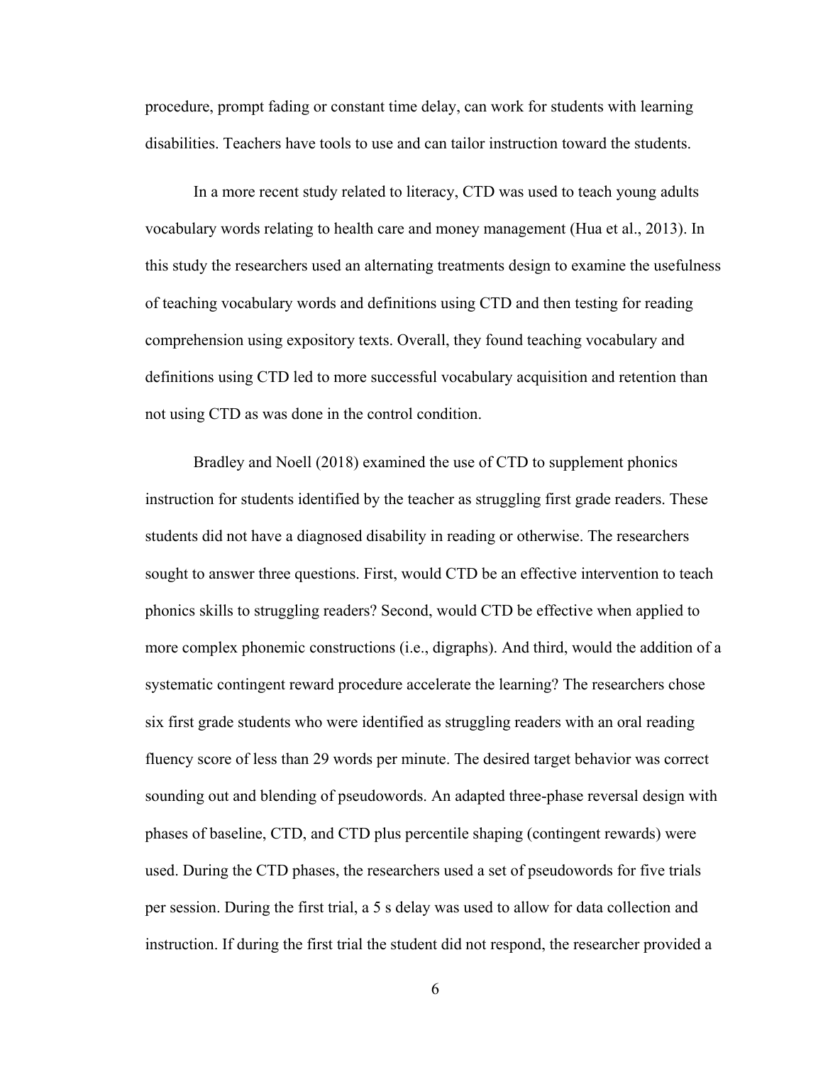procedure, prompt fading or constant time delay, can work for students with learning disabilities. Teachers have tools to use and can tailor instruction toward the students.

In a more recent study related to literacy, CTD was used to teach young adults vocabulary words relating to health care and money management (Hua et al., 2013). In this study the researchers used an alternating treatments design to examine the usefulness of teaching vocabulary words and definitions using CTD and then testing for reading comprehension using expository texts. Overall, they found teaching vocabulary and definitions using CTD led to more successful vocabulary acquisition and retention than not using CTD as was done in the control condition.

Bradley and Noell (2018) examined the use of CTD to supplement phonics instruction for students identified by the teacher as struggling first grade readers. These students did not have a diagnosed disability in reading or otherwise. The researchers sought to answer three questions. First, would CTD be an effective intervention to teach phonics skills to struggling readers? Second, would CTD be effective when applied to more complex phonemic constructions (i.e., digraphs). And third, would the addition of a systematic contingent reward procedure accelerate the learning? The researchers chose six first grade students who were identified as struggling readers with an oral reading fluency score of less than 29 words per minute. The desired target behavior was correct sounding out and blending of pseudowords. An adapted three-phase reversal design with phases of baseline, CTD, and CTD plus percentile shaping (contingent rewards) were used. During the CTD phases, the researchers used a set of pseudowords for five trials per session. During the first trial, a 5 s delay was used to allow for data collection and instruction. If during the first trial the student did not respond, the researcher provided a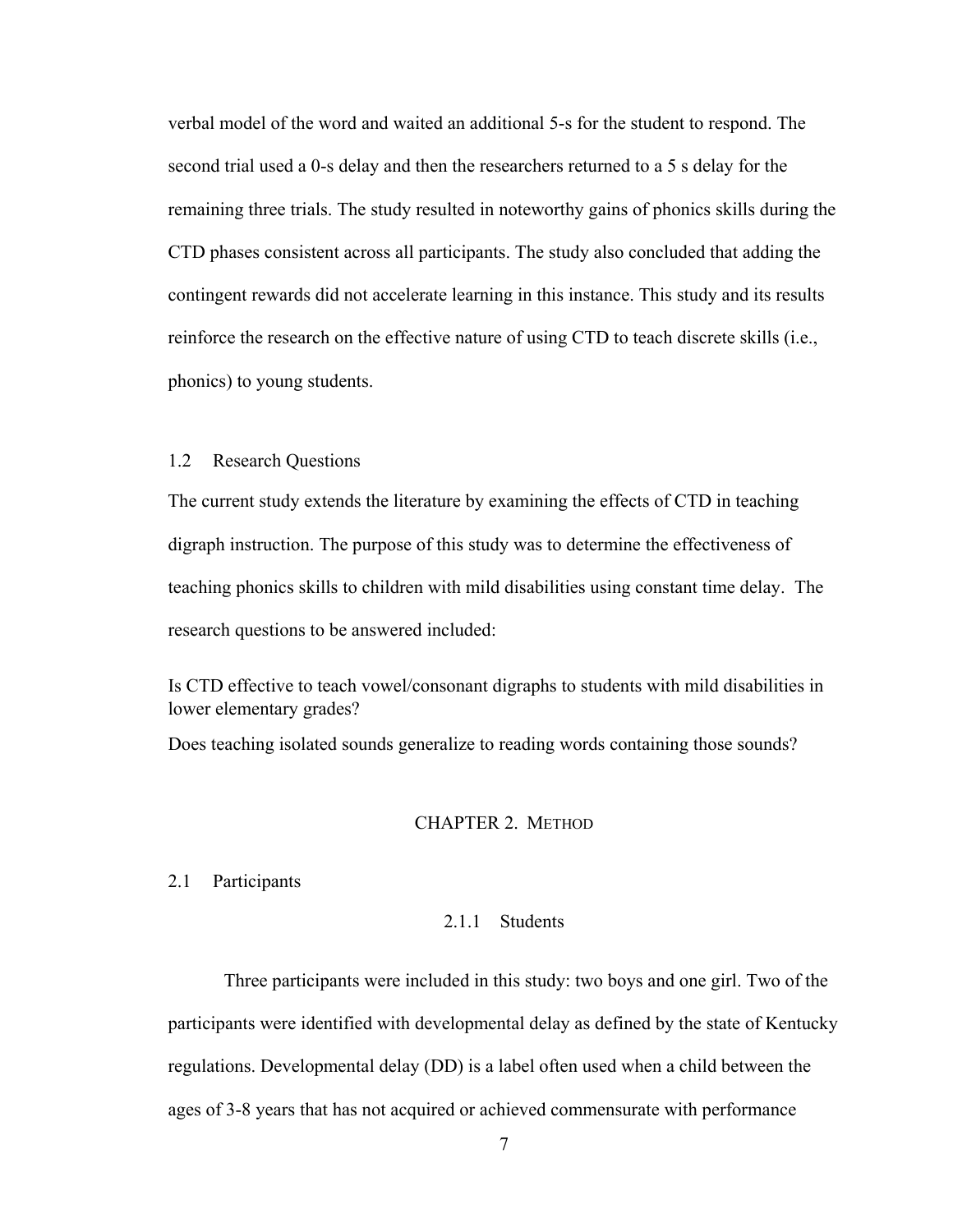verbal model of the word and waited an additional 5-s for the student to respond. The second trial used a 0-s delay and then the researchers returned to a 5 s delay for the remaining three trials. The study resulted in noteworthy gains of phonics skills during the CTD phases consistent across all participants. The study also concluded that adding the contingent rewards did not accelerate learning in this instance. This study and its results reinforce the research on the effective nature of using CTD to teach discrete skills (i.e., phonics) to young students.

## 1.2 Research Questions

The current study extends the literature by examining the effects of CTD in teaching digraph instruction. The purpose of this study was to determine the effectiveness of teaching phonics skills to children with mild disabilities using constant time delay. The research questions to be answered included:

Is CTD effective to teach vowel/consonant digraphs to students with mild disabilities in lower elementary grades?

Does teaching isolated sounds generalize to reading words containing those sounds?

# CHAPTER 2. METHOD

## 2.1 Participants

### 2.1.1 Students

Three participants were included in this study: two boys and one girl. Two of the participants were identified with developmental delay as defined by the state of Kentucky regulations. Developmental delay (DD) is a label often used when a child between the ages of 3-8 years that has not acquired or achieved commensurate with performance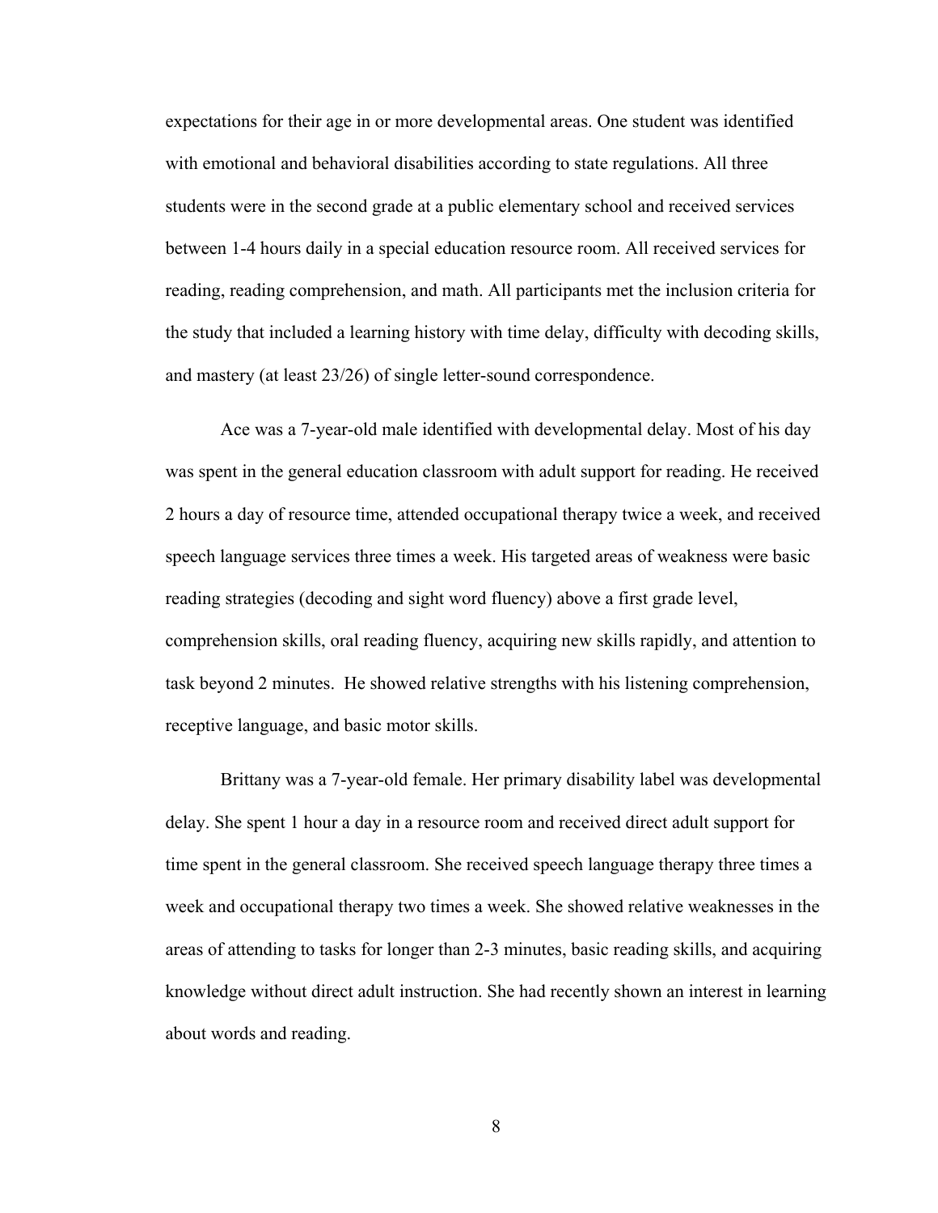expectations for their age in or more developmental areas. One student was identified with emotional and behavioral disabilities according to state regulations. All three students were in the second grade at a public elementary school and received services between 1-4 hours daily in a special education resource room. All received services for reading, reading comprehension, and math. All participants met the inclusion criteria for the study that included a learning history with time delay, difficulty with decoding skills, and mastery (at least 23/26) of single letter-sound correspondence.

Ace was a 7-year-old male identified with developmental delay. Most of his day was spent in the general education classroom with adult support for reading. He received 2 hours a day of resource time, attended occupational therapy twice a week, and received speech language services three times a week. His targeted areas of weakness were basic reading strategies (decoding and sight word fluency) above a first grade level, comprehension skills, oral reading fluency, acquiring new skills rapidly, and attention to task beyond 2 minutes. He showed relative strengths with his listening comprehension, receptive language, and basic motor skills.

Brittany was a 7-year-old female. Her primary disability label was developmental delay. She spent 1 hour a day in a resource room and received direct adult support for time spent in the general classroom. She received speech language therapy three times a week and occupational therapy two times a week. She showed relative weaknesses in the areas of attending to tasks for longer than 2-3 minutes, basic reading skills, and acquiring knowledge without direct adult instruction. She had recently shown an interest in learning about words and reading.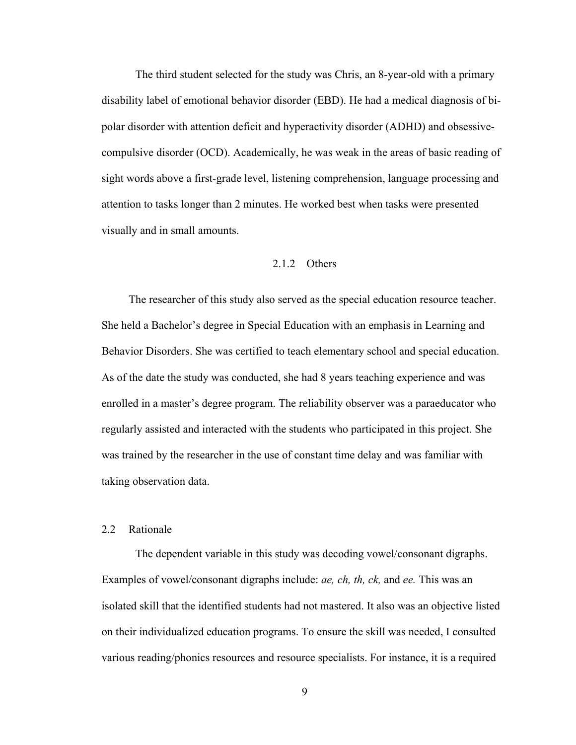The third student selected for the study was Chris, an 8-year-old with a primary disability label of emotional behavior disorder (EBD). He had a medical diagnosis of bi-polar disorder with attention deficit and hyperactivity disorder (ADHD) and obsessive-compulsive disorder (OCD). Academically, he was weak in the areas of basic reading of sight words above a first-grade level, listening comprehension, language processing and attention to tasks longer than 2 minutes. He worked best when tasks were presented visually and in small amounts.

### 2.1.2 Others

The researcher of this study also served as the special education resource teacher. She held a Bachelor's degree in Special Education with an emphasis in Learning and Behavior Disorders. She was certified to teach elementary school and special education. As of the date the study was conducted, she had 8 years teaching experience and was enrolled in a master's degree program. The reliability observer was a paraeducator who regularly assisted and interacted with the students who participated in this project. She was trained by the researcher in the use of constant time delay and was familiar with taking observation data.

## 2.2 Rationale

The dependent variable in this study was decoding vowel/consonant digraphs. Examples of vowel/consonant digraphs include: *ae, ch, th, ck,* and *ee.* This was an isolated skill that the identified students had not mastered. It also was an objective listed on their individualized education programs. To ensure the skill was needed, I consulted various reading/phonics resources and resource specialists. For instance, it is a required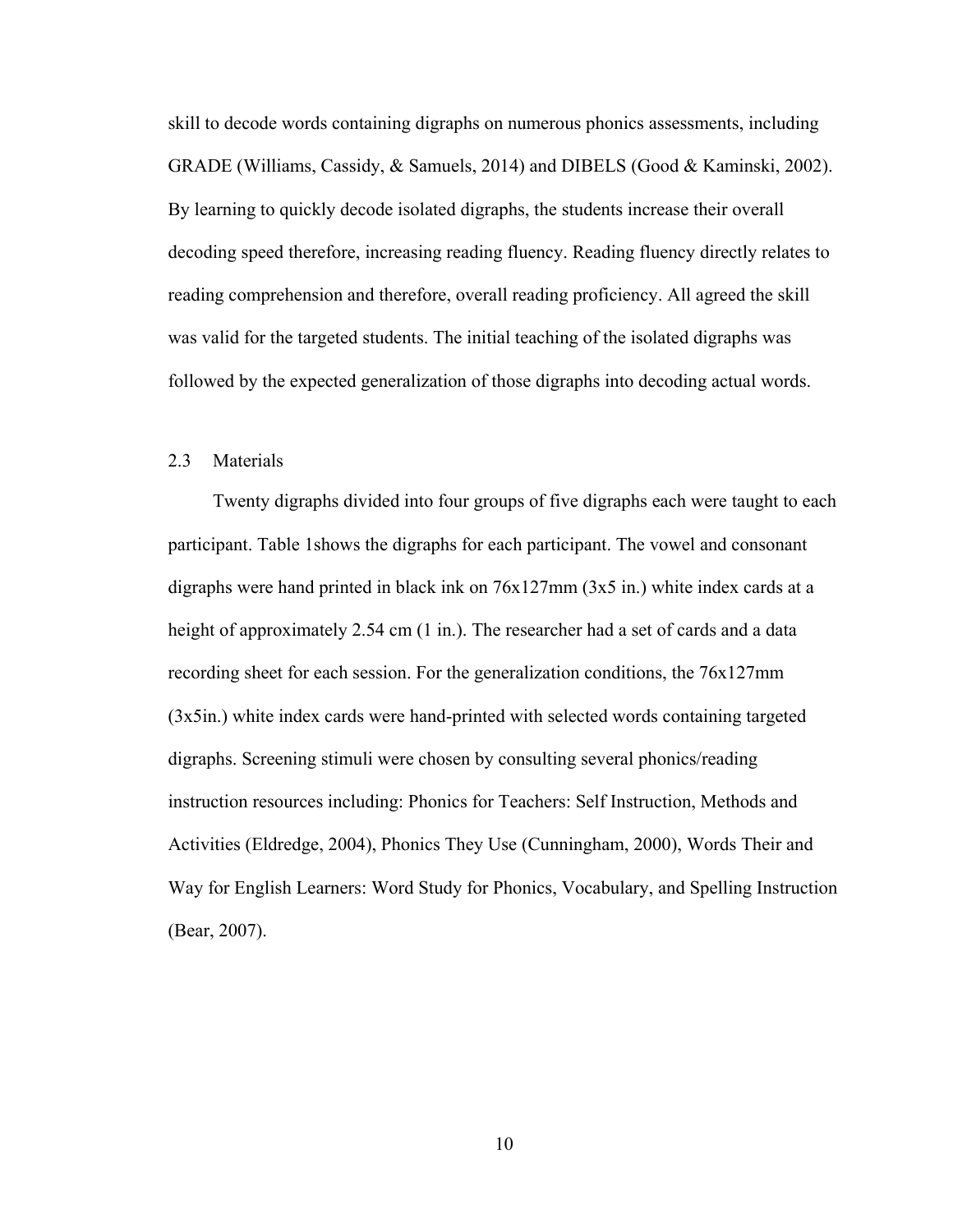skill to decode words containing digraphs on numerous phonics assessments, including GRADE (Williams, Cassidy, & Samuels, 2014) and DIBELS (Good & Kaminski, 2002). By learning to quickly decode isolated digraphs, the students increase their overall decoding speed therefore, increasing reading fluency. Reading fluency directly relates to reading comprehension and therefore, overall reading proficiency. All agreed the skill was valid for the targeted students. The initial teaching of the isolated digraphs was followed by the expected generalization of those digraphs into decoding actual words.

## 2.3 Materials

Twenty digraphs divided into four groups of five digraphs each were taught to each participant. Table 1shows the digraphs for each participant. The vowel and consonant digraphs were hand printed in black ink on 76x127mm (3x5 in.) white index cards at a height of approximately 2.54 cm (1 in.). The researcher had a set of cards and a data recording sheet for each session. For the generalization conditions, the 76x127mm (3x5in.) white index cards were hand-printed with selected words containing targeted digraphs. Screening stimuli were chosen by consulting several phonics/reading instruction resources including: Phonics for Teachers: Self Instruction, Methods and Activities (Eldredge, 2004), Phonics They Use (Cunningham, 2000), Words Their and Way for English Learners: Word Study for Phonics, Vocabulary, and Spelling Instruction (Bear, 2007).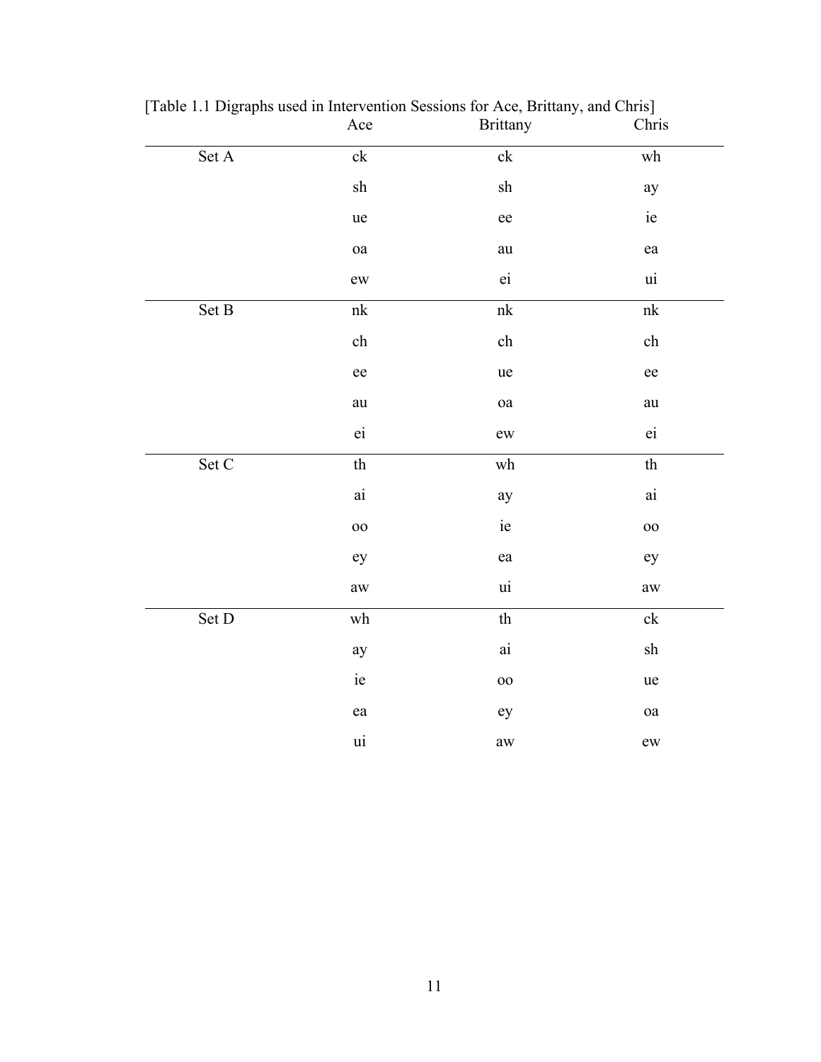[Table 1.1 Digraphs used in Intervention Sessions for Ace, Brittany, and Chris]

| | Ace | Brittany | Chris |
|---|---|---|---|
| Set A | ck | ck | wh |
| | sh | sh | ay |
| | ue | ee | ie |
| | oa | au | ea |
| | ew | ei | ui |
| Set B | nk | nk | nk |
| | ch | ch | ch |
| | ee | ue | ee |
| | au | oa | au |
| | ei | ew | ei |
| Set C | th | wh | th |
| | ai | ay | ai |
| | oo | ie | oo |
| | ey | ea | ey |
| | aw | ui | aw |
| Set D | wh | th | ck |
| | ay | ai | sh |
| | ie | oo | ue |
| | ea | ey | oa |
| | ui | aw | ew |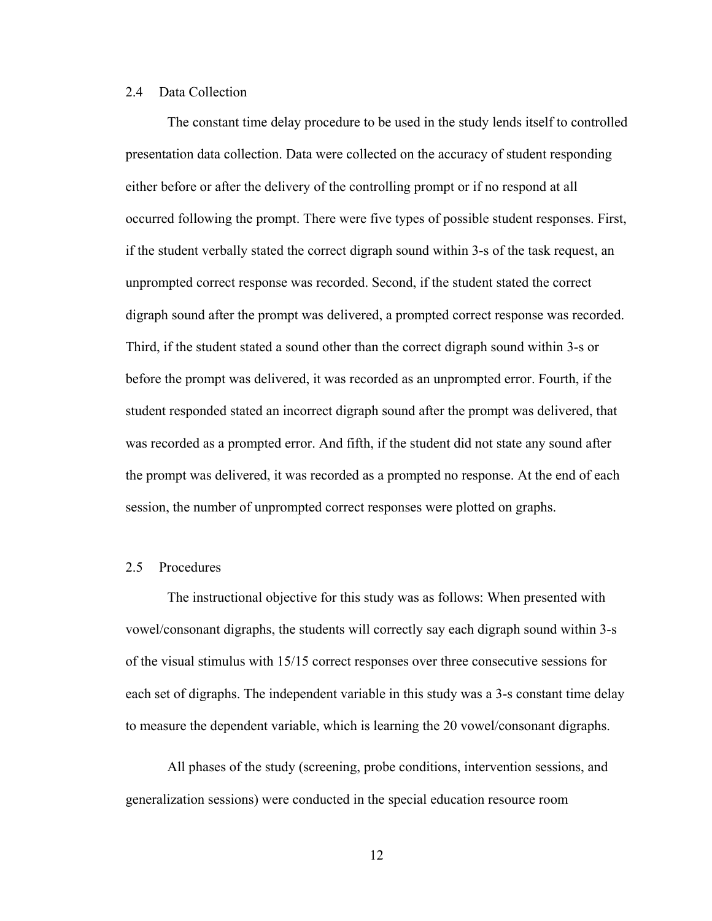## 2.4 Data Collection

The constant time delay procedure to be used in the study lends itself to controlled presentation data collection. Data were collected on the accuracy of student responding either before or after the delivery of the controlling prompt or if no respond at all occurred following the prompt. There were five types of possible student responses. First, if the student verbally stated the correct digraph sound within 3-s of the task request, an unprompted correct response was recorded. Second, if the student stated the correct digraph sound after the prompt was delivered, a prompted correct response was recorded. Third, if the student stated a sound other than the correct digraph sound within 3-s or before the prompt was delivered, it was recorded as an unprompted error. Fourth, if the student responded stated an incorrect digraph sound after the prompt was delivered, that was recorded as a prompted error. And fifth, if the student did not state any sound after the prompt was delivered, it was recorded as a prompted no response. At the end of each session, the number of unprompted correct responses were plotted on graphs.

## 2.5 Procedures

The instructional objective for this study was as follows: When presented with vowel/consonant digraphs, the students will correctly say each digraph sound within 3-s of the visual stimulus with 15/15 correct responses over three consecutive sessions for each set of digraphs. The independent variable in this study was a 3-s constant time delay to measure the dependent variable, which is learning the 20 vowel/consonant digraphs.

All phases of the study (screening, probe conditions, intervention sessions, and generalization sessions) were conducted in the special education resource room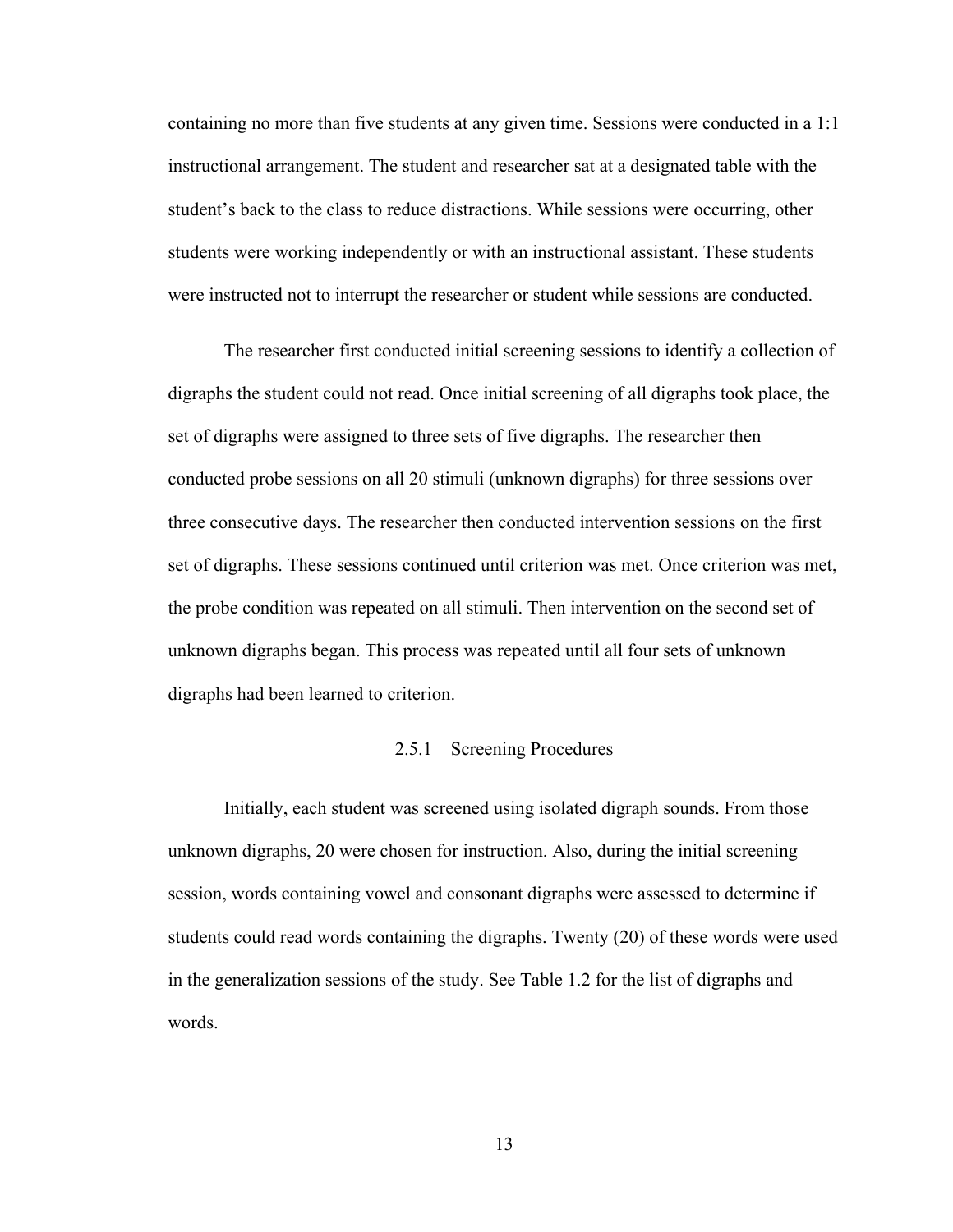containing no more than five students at any given time. Sessions were conducted in a 1:1 instructional arrangement. The student and researcher sat at a designated table with the student's back to the class to reduce distractions. While sessions were occurring, other students were working independently or with an instructional assistant. These students were instructed not to interrupt the researcher or student while sessions are conducted.

The researcher first conducted initial screening sessions to identify a collection of digraphs the student could not read. Once initial screening of all digraphs took place, the set of digraphs were assigned to three sets of five digraphs. The researcher then conducted probe sessions on all 20 stimuli (unknown digraphs) for three sessions over three consecutive days. The researcher then conducted intervention sessions on the first set of digraphs. These sessions continued until criterion was met. Once criterion was met, the probe condition was repeated on all stimuli. Then intervention on the second set of unknown digraphs began. This process was repeated until all four sets of unknown digraphs had been learned to criterion.

### 2.5.1 Screening Procedures

Initially, each student was screened using isolated digraph sounds. From those unknown digraphs, 20 were chosen for instruction. Also, during the initial screening session, words containing vowel and consonant digraphs were assessed to determine if students could read words containing the digraphs. Twenty (20) of these words were used in the generalization sessions of the study. See Table 1.2 for the list of digraphs and words.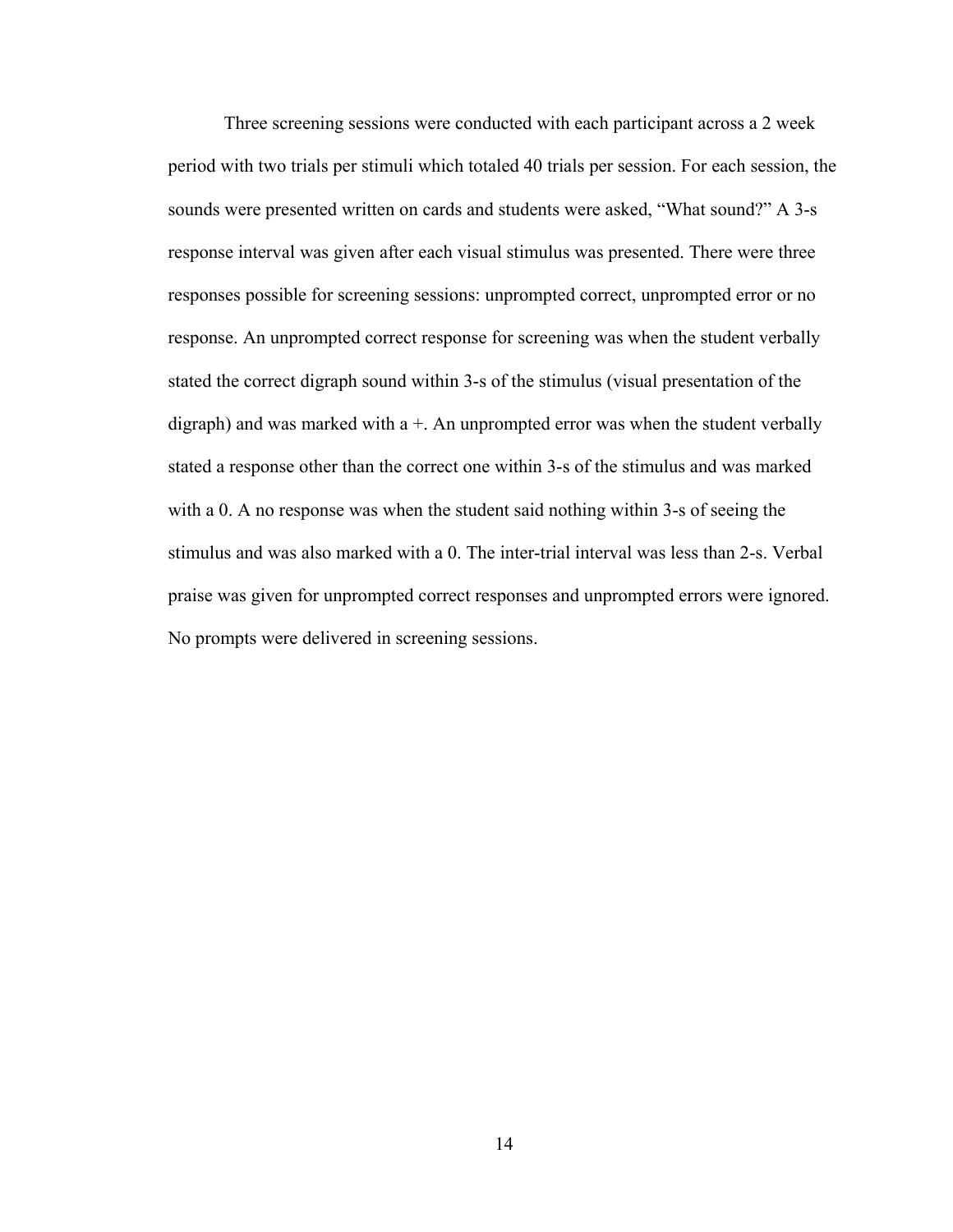Three screening sessions were conducted with each participant across a 2 week period with two trials per stimuli which totaled 40 trials per session. For each session, the sounds were presented written on cards and students were asked, "What sound?" A 3-s response interval was given after each visual stimulus was presented. There were three responses possible for screening sessions: unprompted correct, unprompted error or no response. An unprompted correct response for screening was when the student verbally stated the correct digraph sound within 3-s of the stimulus (visual presentation of the digraph) and was marked with a +. An unprompted error was when the student verbally stated a response other than the correct one within 3-s of the stimulus and was marked with a 0. A no response was when the student said nothing within 3-s of seeing the stimulus and was also marked with a 0. The inter-trial interval was less than 2-s. Verbal praise was given for unprompted correct responses and unprompted errors were ignored. No prompts were delivered in screening sessions.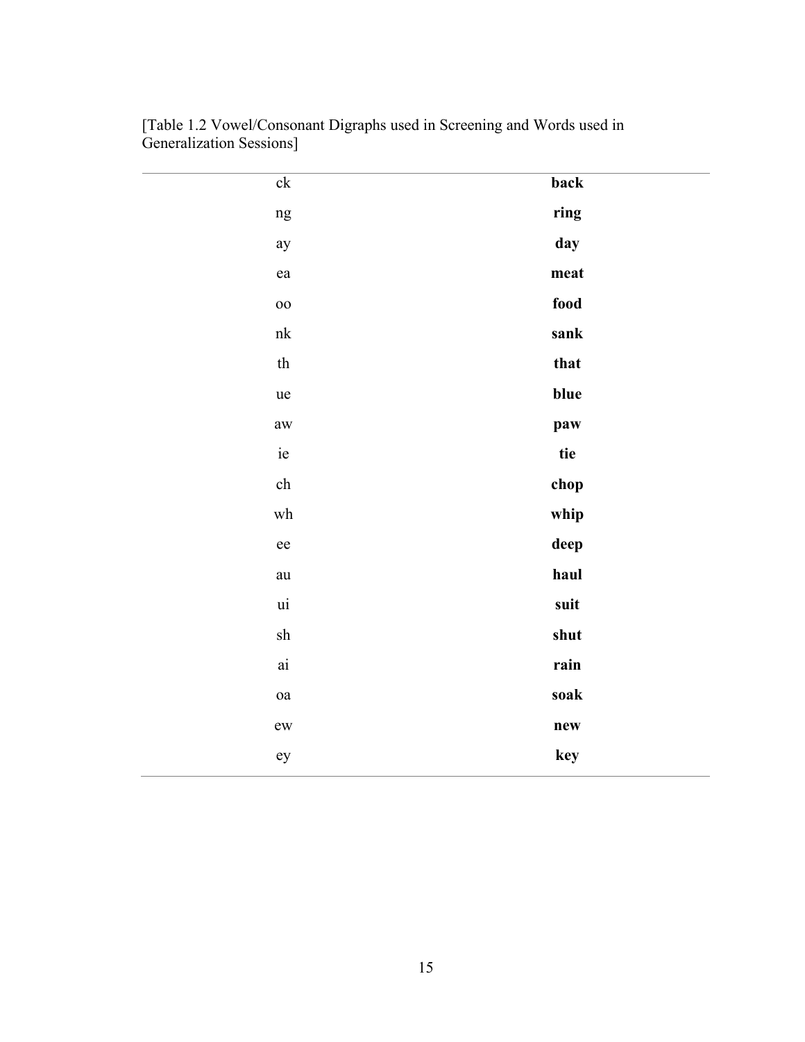[Table 1.2 Vowel/Consonant Digraphs used in Screening and Words used in Generalization Sessions]

| | |
|---|---|
| ck | **back** |
| ng | **ring** |
| ay | **day** |
| ea | **meat** |
| oo | **food** |
| nk | **sank** |
| th | **that** |
| ue | **blue** |
| aw | **paw** |
| ie | **tie** |
| ch | **chop** |
| wh | **whip** |
| ee | **deep** |
| au | **haul** |
| ui | **suit** |
| sh | **shut** |
| ai | **rain** |
| oa | **soak** |
| ew | **new** |
| ey | **key** |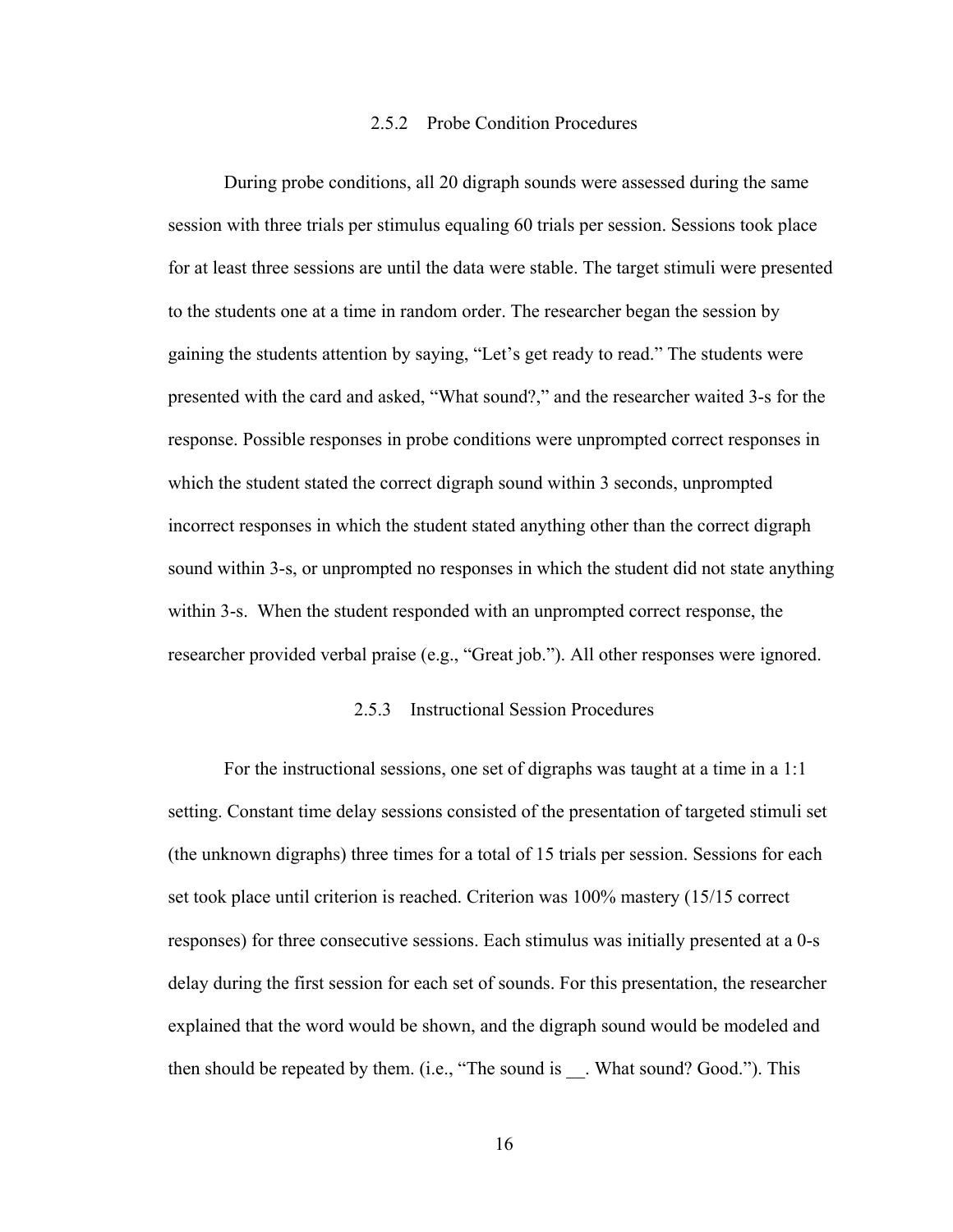### 2.5.2 Probe Condition Procedures

During probe conditions, all 20 digraph sounds were assessed during the same session with three trials per stimulus equaling 60 trials per session. Sessions took place for at least three sessions are until the data were stable. The target stimuli were presented to the students one at a time in random order. The researcher began the session by gaining the students attention by saying, "Let's get ready to read." The students were presented with the card and asked, "What sound?," and the researcher waited 3-s for the response. Possible responses in probe conditions were unprompted correct responses in which the student stated the correct digraph sound within 3 seconds, unprompted incorrect responses in which the student stated anything other than the correct digraph sound within 3-s, or unprompted no responses in which the student did not state anything within 3-s. When the student responded with an unprompted correct response, the researcher provided verbal praise (e.g., "Great job."). All other responses were ignored.

### 2.5.3 Instructional Session Procedures

For the instructional sessions, one set of digraphs was taught at a time in a 1:1 setting. Constant time delay sessions consisted of the presentation of targeted stimuli set (the unknown digraphs) three times for a total of 15 trials per session. Sessions for each set took place until criterion is reached. Criterion was 100% mastery (15/15 correct responses) for three consecutive sessions. Each stimulus was initially presented at a 0-s delay during the first session for each set of sounds. For this presentation, the researcher explained that the word would be shown, and the digraph sound would be modeled and then should be repeated by them. (i.e., "The sound is __. What sound? Good."). This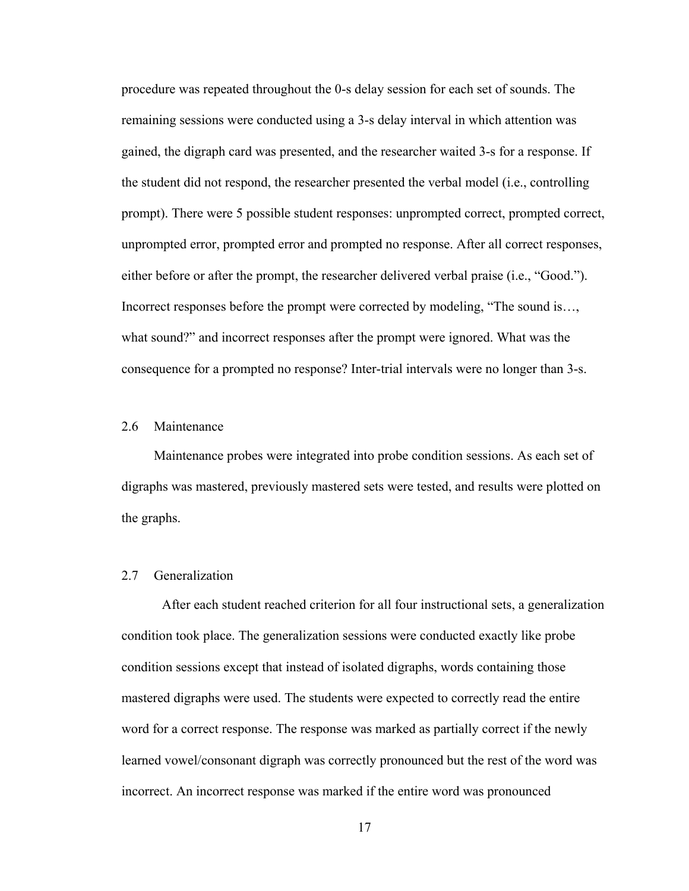procedure was repeated throughout the 0-s delay session for each set of sounds. The remaining sessions were conducted using a 3-s delay interval in which attention was gained, the digraph card was presented, and the researcher waited 3-s for a response. If the student did not respond, the researcher presented the verbal model (i.e., controlling prompt). There were 5 possible student responses: unprompted correct, prompted correct, unprompted error, prompted error and prompted no response. After all correct responses, either before or after the prompt, the researcher delivered verbal praise (i.e., "Good."). Incorrect responses before the prompt were corrected by modeling, "The sound is…, what sound?" and incorrect responses after the prompt were ignored. What was the consequence for a prompted no response? Inter-trial intervals were no longer than 3-s.

## 2.6 Maintenance

Maintenance probes were integrated into probe condition sessions. As each set of digraphs was mastered, previously mastered sets were tested, and results were plotted on the graphs.

## 2.7 Generalization

After each student reached criterion for all four instructional sets, a generalization condition took place. The generalization sessions were conducted exactly like probe condition sessions except that instead of isolated digraphs, words containing those mastered digraphs were used. The students were expected to correctly read the entire word for a correct response. The response was marked as partially correct if the newly learned vowel/consonant digraph was correctly pronounced but the rest of the word was incorrect. An incorrect response was marked if the entire word was pronounced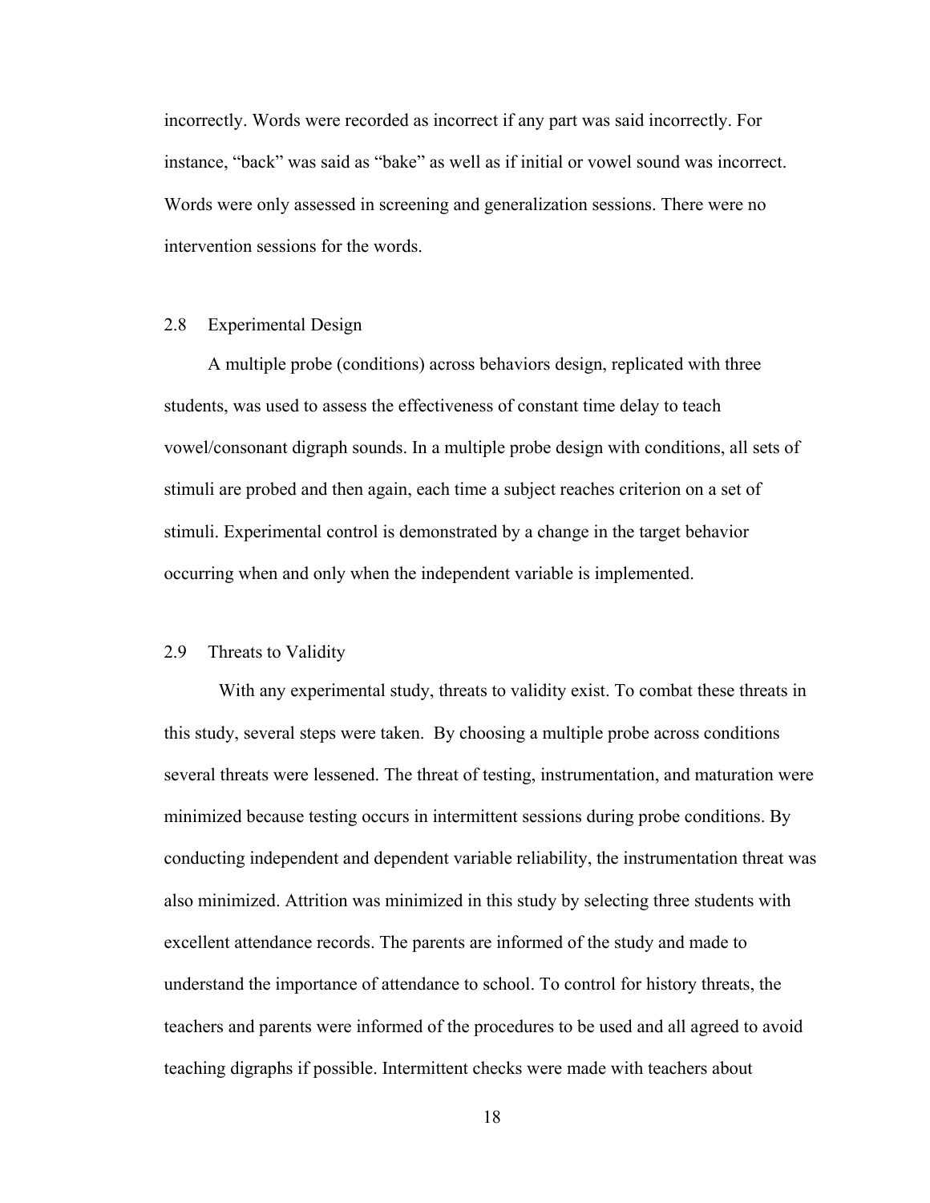incorrectly. Words were recorded as incorrect if any part was said incorrectly. For instance, "back" was said as "bake" as well as if initial or vowel sound was incorrect. Words were only assessed in screening and generalization sessions. There were no intervention sessions for the words.

## 2.8 Experimental Design

A multiple probe (conditions) across behaviors design, replicated with three students, was used to assess the effectiveness of constant time delay to teach vowel/consonant digraph sounds. In a multiple probe design with conditions, all sets of stimuli are probed and then again, each time a subject reaches criterion on a set of stimuli. Experimental control is demonstrated by a change in the target behavior occurring when and only when the independent variable is implemented.

## 2.9 Threats to Validity

With any experimental study, threats to validity exist. To combat these threats in this study, several steps were taken. By choosing a multiple probe across conditions several threats were lessened. The threat of testing, instrumentation, and maturation were minimized because testing occurs in intermittent sessions during probe conditions. By conducting independent and dependent variable reliability, the instrumentation threat was also minimized. Attrition was minimized in this study by selecting three students with excellent attendance records. The parents are informed of the study and made to understand the importance of attendance to school. To control for history threats, the teachers and parents were informed of the procedures to be used and all agreed to avoid teaching digraphs if possible. Intermittent checks were made with teachers about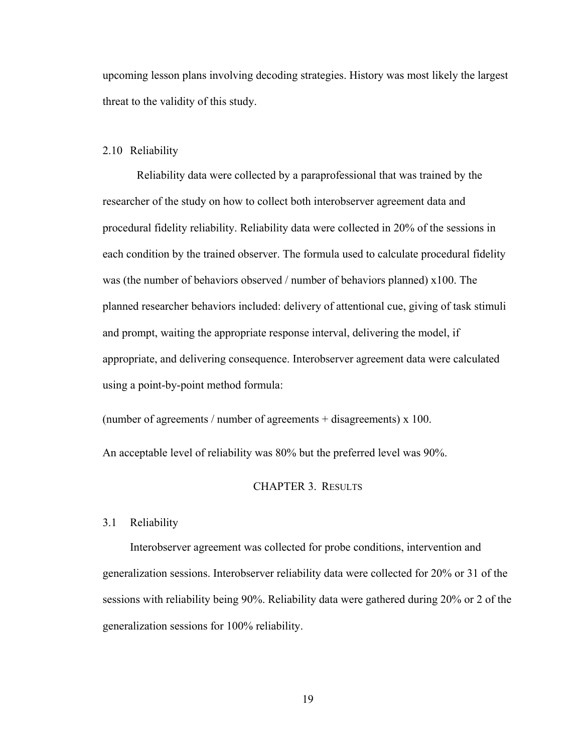upcoming lesson plans involving decoding strategies. History was most likely the largest threat to the validity of this study.

### 2.10 Reliability

Reliability data were collected by a paraprofessional that was trained by the researcher of the study on how to collect both interobserver agreement data and procedural fidelity reliability. Reliability data were collected in 20% of the sessions in each condition by the trained observer. The formula used to calculate procedural fidelity was (the number of behaviors observed / number of behaviors planned) x100. The planned researcher behaviors included: delivery of attentional cue, giving of task stimuli and prompt, waiting the appropriate response interval, delivering the model, if appropriate, and delivering consequence. Interobserver agreement data were calculated using a point-by-point method formula:

(number of agreements / number of agreements + disagreements) x 100.

An acceptable level of reliability was 80% but the preferred level was 90%.

# CHAPTER 3. RESULTS

### 3.1 Reliability

Interobserver agreement was collected for probe conditions, intervention and generalization sessions. Interobserver reliability data were collected for 20% or 31 of the sessions with reliability being 90%. Reliability data were gathered during 20% or 2 of the generalization sessions for 100% reliability.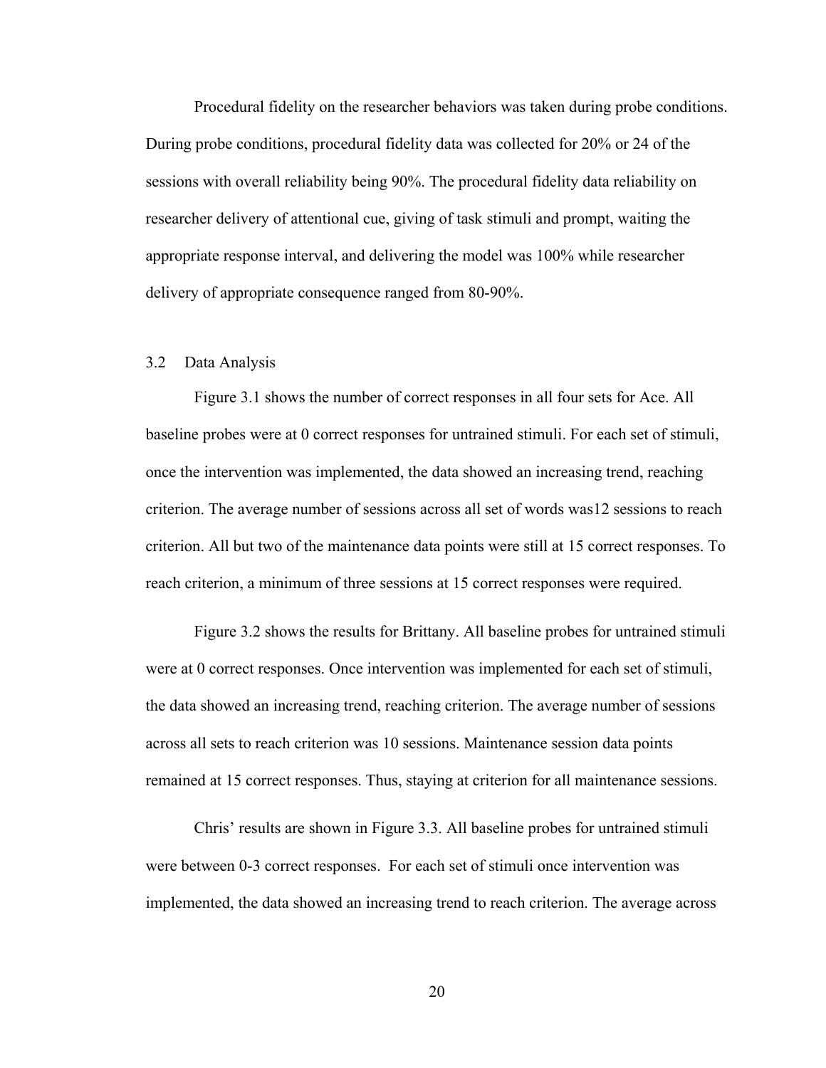Procedural fidelity on the researcher behaviors was taken during probe conditions. During probe conditions, procedural fidelity data was collected for 20% or 24 of the sessions with overall reliability being 90%. The procedural fidelity data reliability on researcher delivery of attentional cue, giving of task stimuli and prompt, waiting the appropriate response interval, and delivering the model was 100% while researcher delivery of appropriate consequence ranged from 80-90%.

## 3.2 Data Analysis

Figure 3.1 shows the number of correct responses in all four sets for Ace. All baseline probes were at 0 correct responses for untrained stimuli. For each set of stimuli, once the intervention was implemented, the data showed an increasing trend, reaching criterion. The average number of sessions across all set of words was12 sessions to reach criterion. All but two of the maintenance data points were still at 15 correct responses. To reach criterion, a minimum of three sessions at 15 correct responses were required.

Figure 3.2 shows the results for Brittany. All baseline probes for untrained stimuli were at 0 correct responses. Once intervention was implemented for each set of stimuli, the data showed an increasing trend, reaching criterion. The average number of sessions across all sets to reach criterion was 10 sessions. Maintenance session data points remained at 15 correct responses. Thus, staying at criterion for all maintenance sessions.

Chris' results are shown in Figure 3.3. All baseline probes for untrained stimuli were between 0-3 correct responses. For each set of stimuli once intervention was implemented, the data showed an increasing trend to reach criterion. The average across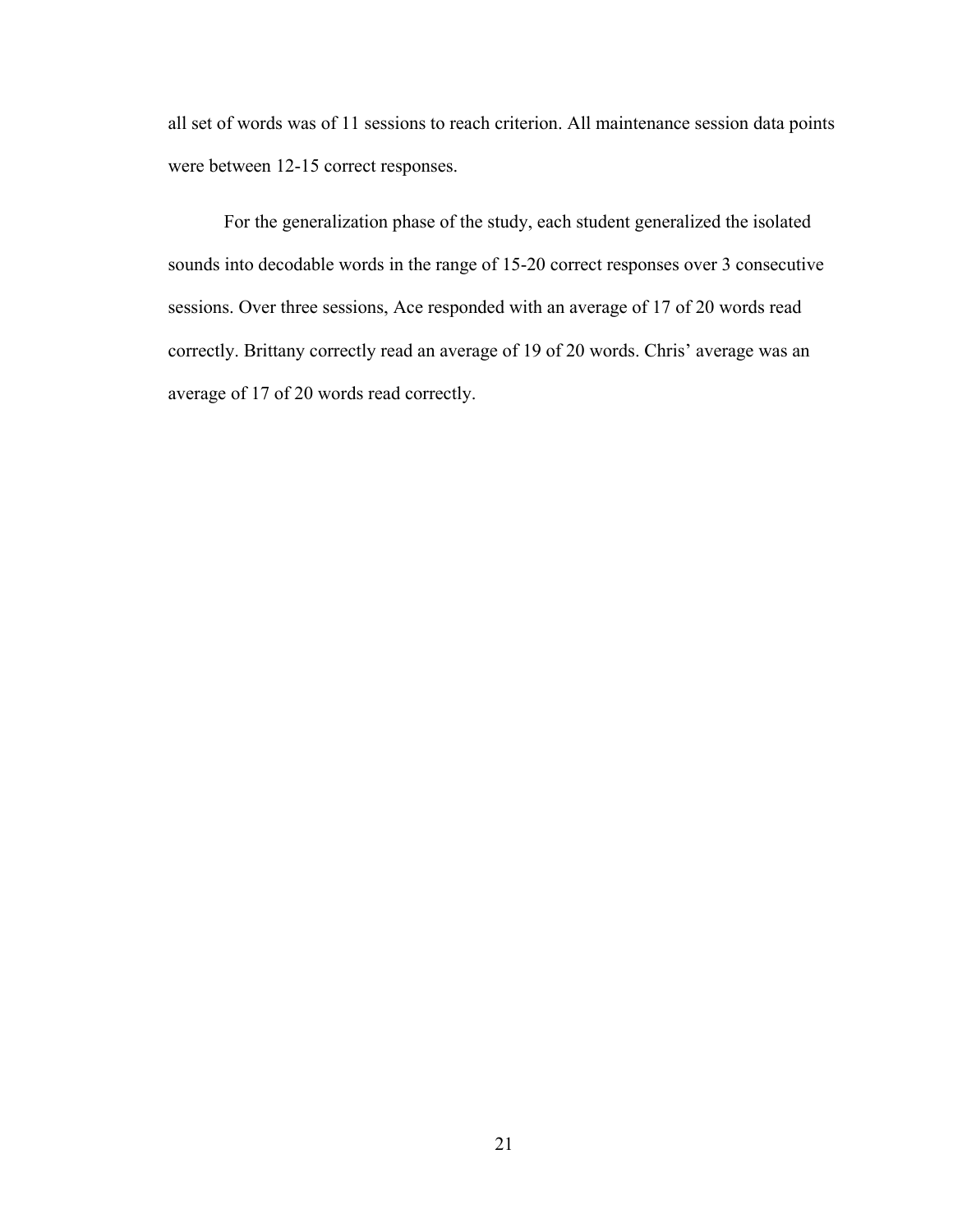all set of words was of 11 sessions to reach criterion. All maintenance session data points were between 12-15 correct responses.

For the generalization phase of the study, each student generalized the isolated sounds into decodable words in the range of 15-20 correct responses over 3 consecutive sessions. Over three sessions, Ace responded with an average of 17 of 20 words read correctly. Brittany correctly read an average of 19 of 20 words. Chris' average was an average of 17 of 20 words read correctly.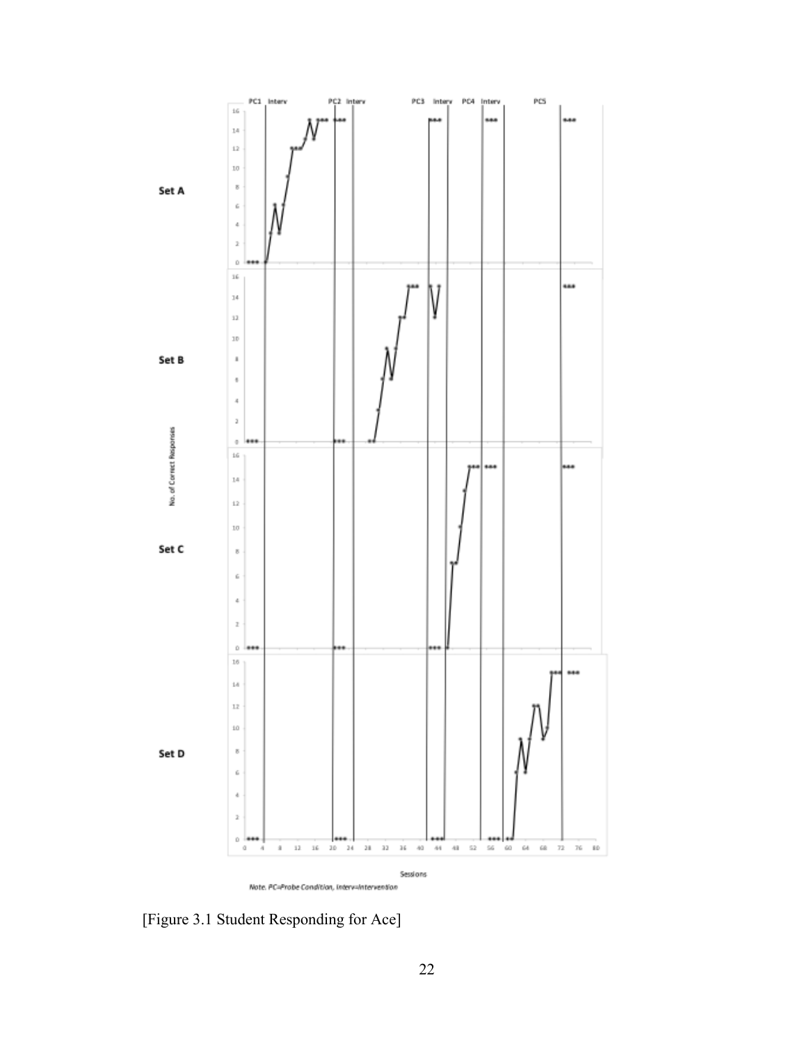*Note. PC=Probe Condition, Interv=Intervention*

[Figure 3.1 Student Responding for Ace]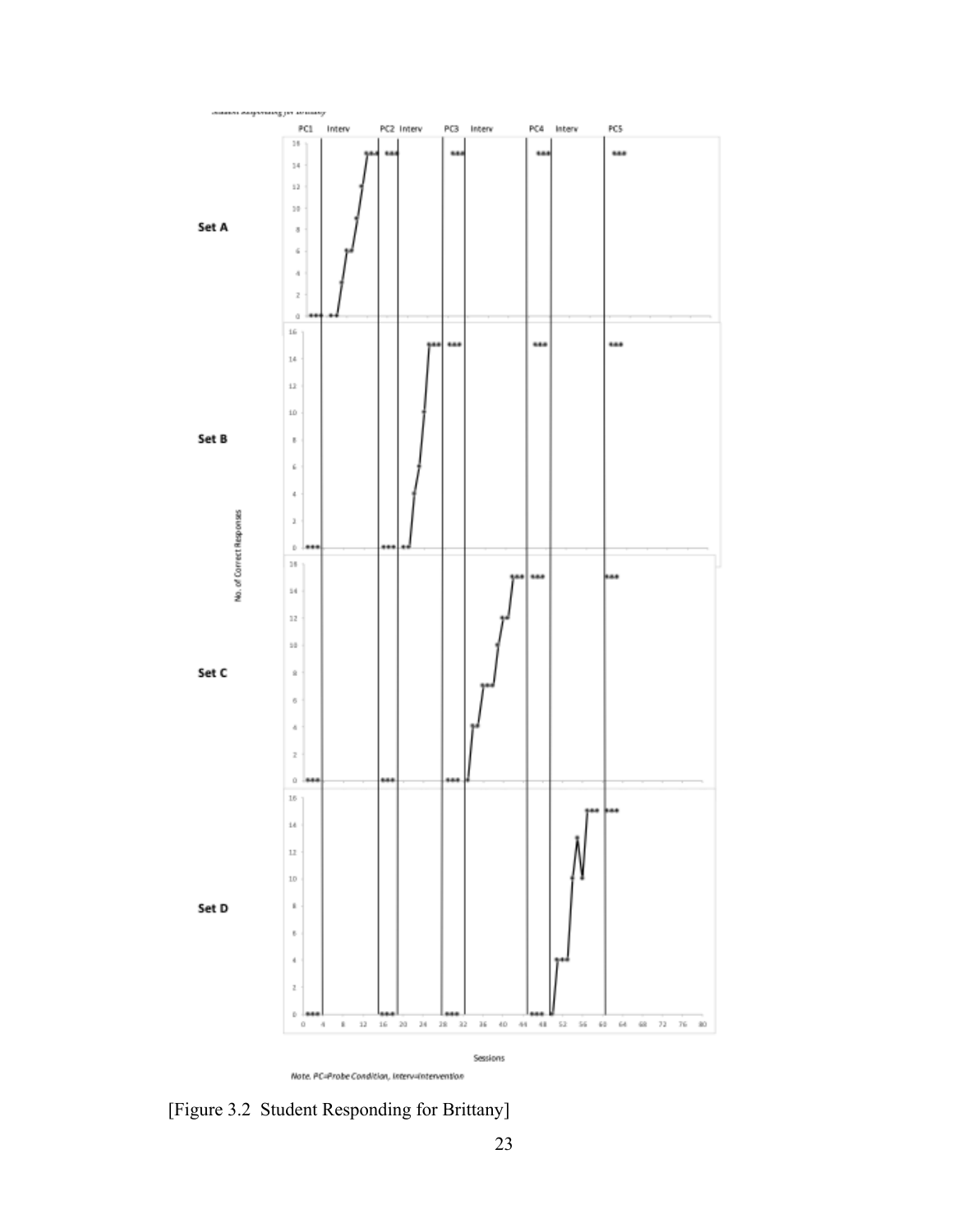[Figure 3.2 Student Responding for Brittany]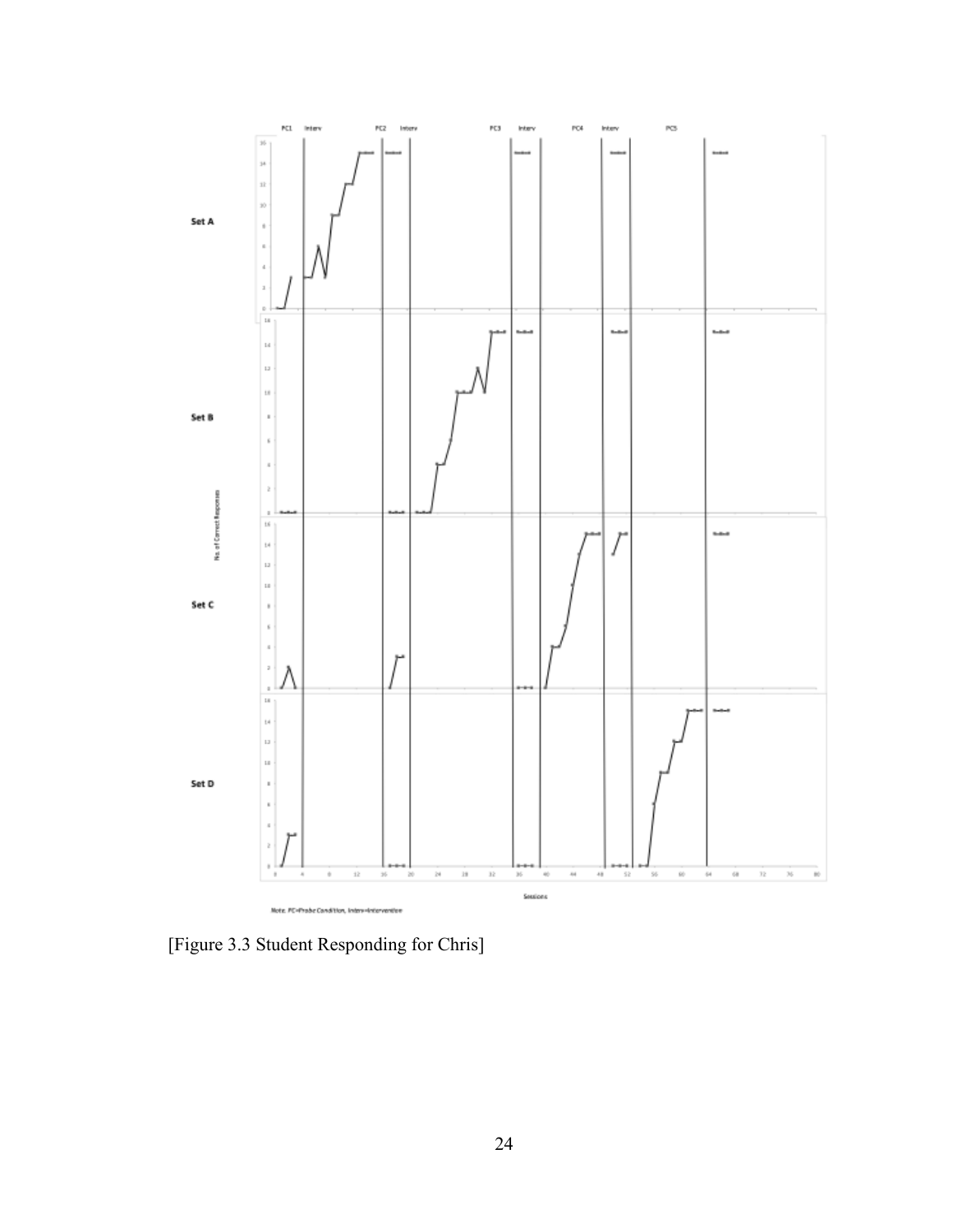[Figure 3.3 Student Responding for Chris]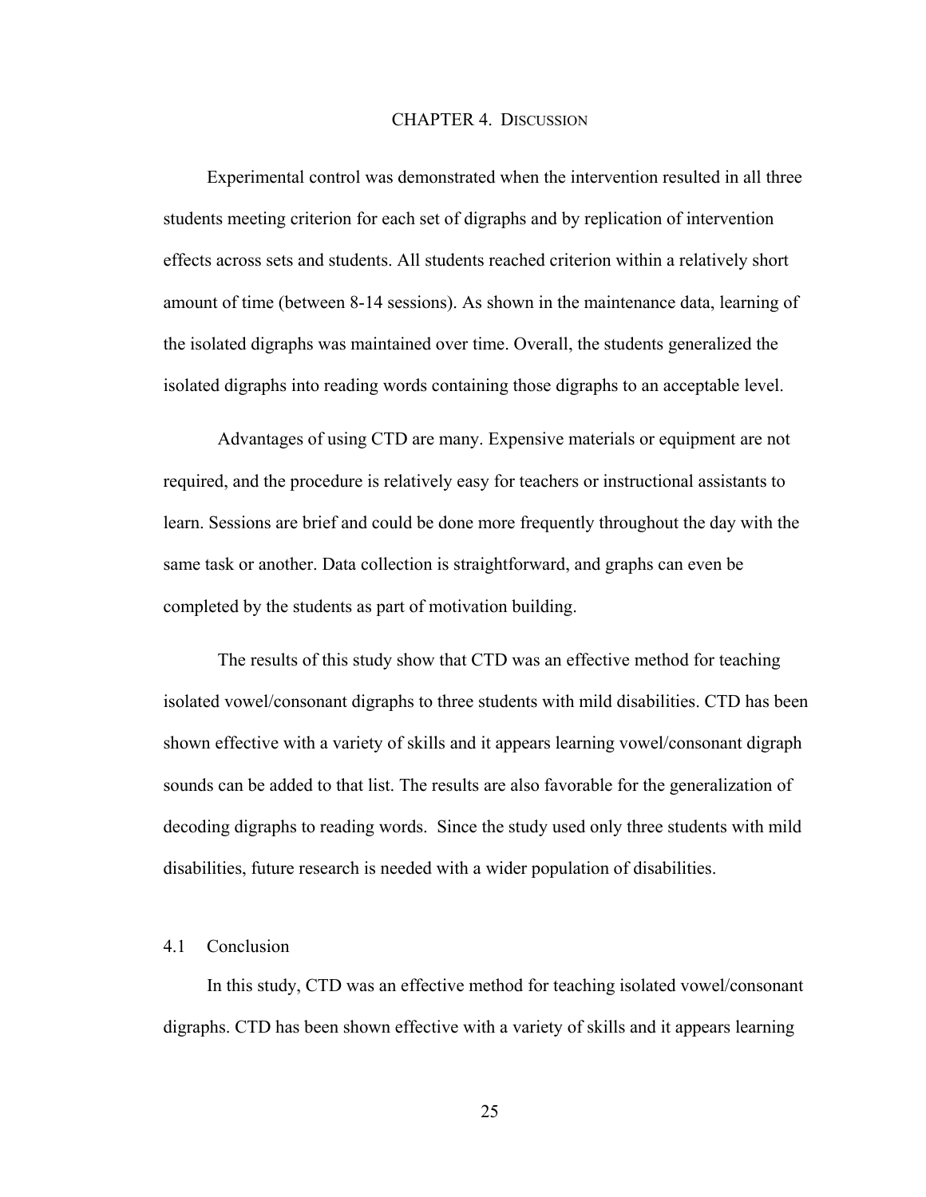# CHAPTER 4. DISCUSSION

Experimental control was demonstrated when the intervention resulted in all three students meeting criterion for each set of digraphs and by replication of intervention effects across sets and students. All students reached criterion within a relatively short amount of time (between 8-14 sessions). As shown in the maintenance data, learning of the isolated digraphs was maintained over time. Overall, the students generalized the isolated digraphs into reading words containing those digraphs to an acceptable level.

Advantages of using CTD are many. Expensive materials or equipment are not required, and the procedure is relatively easy for teachers or instructional assistants to learn. Sessions are brief and could be done more frequently throughout the day with the same task or another. Data collection is straightforward, and graphs can even be completed by the students as part of motivation building.

The results of this study show that CTD was an effective method for teaching isolated vowel/consonant digraphs to three students with mild disabilities. CTD has been shown effective with a variety of skills and it appears learning vowel/consonant digraph sounds can be added to that list. The results are also favorable for the generalization of decoding digraphs to reading words. Since the study used only three students with mild disabilities, future research is needed with a wider population of disabilities.

## 4.1 Conclusion

In this study, CTD was an effective method for teaching isolated vowel/consonant digraphs. CTD has been shown effective with a variety of skills and it appears learning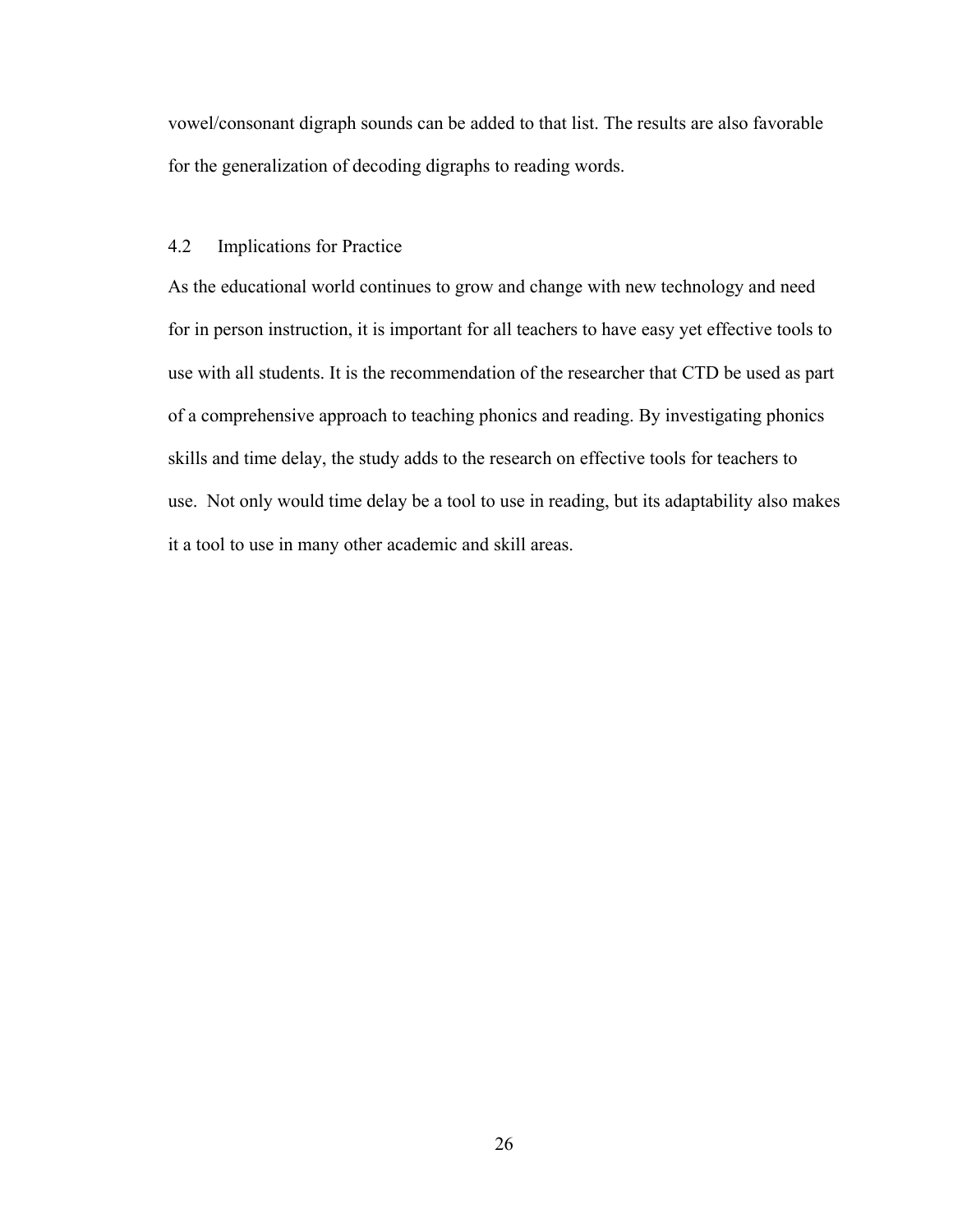vowel/consonant digraph sounds can be added to that list. The results are also favorable for the generalization of decoding digraphs to reading words.

## 4.2 Implications for Practice

As the educational world continues to grow and change with new technology and need for in person instruction, it is important for all teachers to have easy yet effective tools to use with all students. It is the recommendation of the researcher that CTD be used as part of a comprehensive approach to teaching phonics and reading. By investigating phonics skills and time delay, the study adds to the research on effective tools for teachers to use. Not only would time delay be a tool to use in reading, but its adaptability also makes it a tool to use in many other academic and skill areas.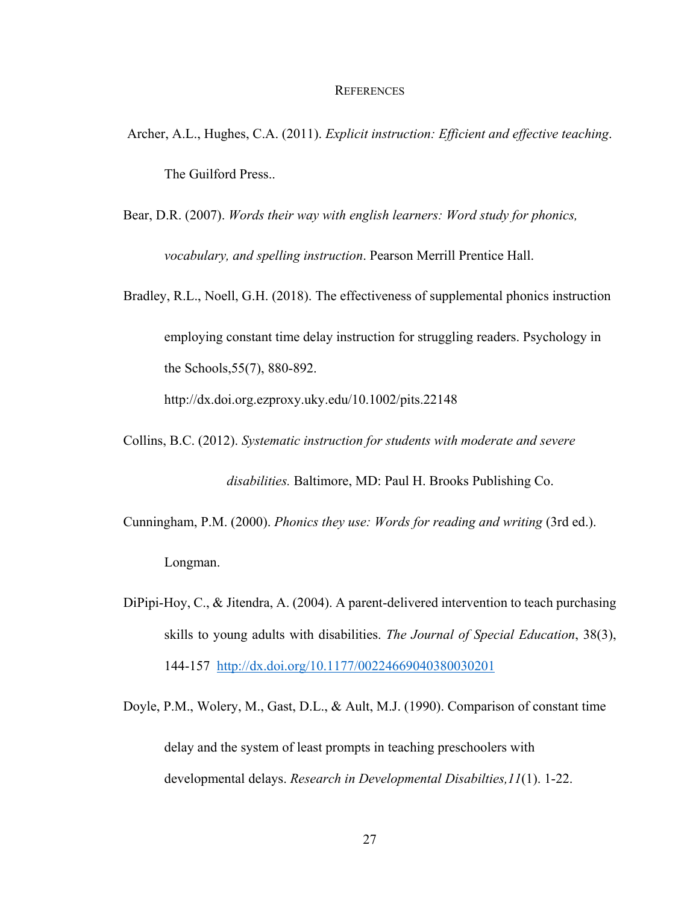# REFERENCES

Archer, A.L., Hughes, C.A. (2011). *Explicit instruction: Efficient and effective teaching*. The Guilford Press..

Bear, D.R. (2007). *Words their way with english learners: Word study for phonics, vocabulary, and spelling instruction*. Pearson Merrill Prentice Hall.

Bradley, R.L., Noell, G.H. (2018). The effectiveness of supplemental phonics instruction employing constant time delay instruction for struggling readers. Psychology in the Schools,55(7), 880-892. http://dx.doi.org.ezproxy.uky.edu/10.1002/pits.22148

Collins, B.C. (2012). *Systematic instruction for students with moderate and severe disabilities.* Baltimore, MD: Paul H. Brooks Publishing Co.

Cunningham, P.M. (2000). *Phonics they use: Words for reading and writing* (3rd ed.). Longman.

DiPipi-Hoy, C., & Jitendra, A. (2004). A parent-delivered intervention to teach purchasing skills to young adults with disabilities. *The Journal of Special Education*, 38(3), 144-157 http://dx.doi.org/10.1177/00224669040380030201

Doyle, P.M., Wolery, M., Gast, D.L., & Ault, M.J. (1990). Comparison of constant time delay and the system of least prompts in teaching preschoolers with developmental delays. *Research in Developmental Disabilties,11*(1). 1-22.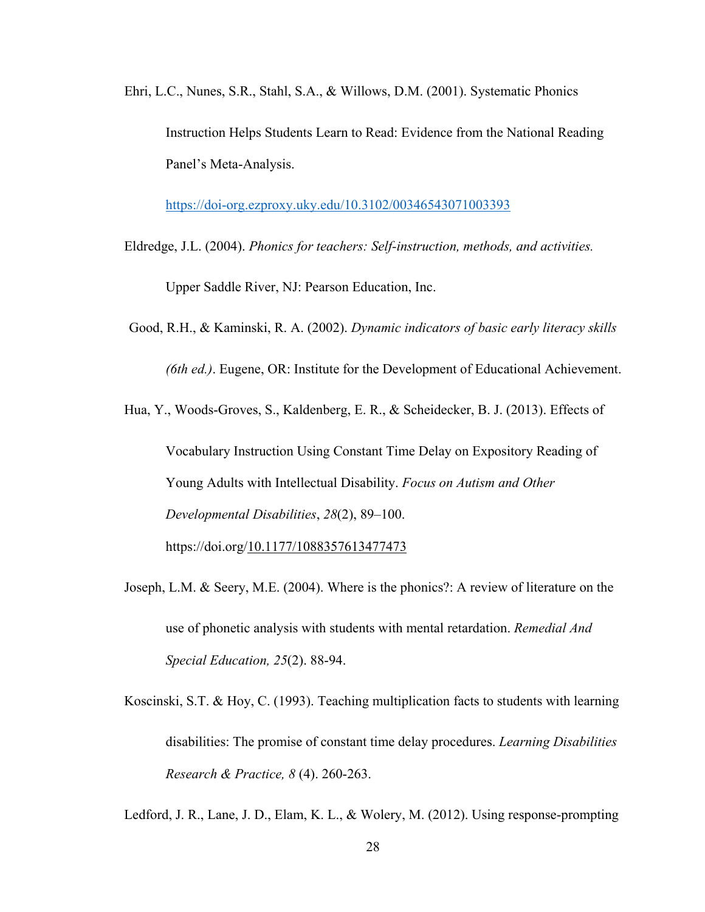Ehri, L.C., Nunes, S.R., Stahl, S.A., & Willows, D.M. (2001). Systematic Phonics Instruction Helps Students Learn to Read: Evidence from the National Reading Panel's Meta-Analysis. https://doi-org.ezproxy.uky.edu/10.3102/00346543071003393

Eldredge, J.L. (2004). *Phonics for teachers: Self-instruction, methods, and activities.* Upper Saddle River, NJ: Pearson Education, Inc.

Good, R.H., & Kaminski, R. A. (2002). *Dynamic indicators of basic early literacy skills (6th ed.)*. Eugene, OR: Institute for the Development of Educational Achievement.

Hua, Y., Woods-Groves, S., Kaldenberg, E. R., & Scheidecker, B. J. (2013). Effects of Vocabulary Instruction Using Constant Time Delay on Expository Reading of Young Adults with Intellectual Disability. *Focus on Autism and Other Developmental Disabilities*, *28*(2), 89–100. https://doi.org/10.1177/1088357613477473

Joseph, L.M. & Seery, M.E. (2004). Where is the phonics?: A review of literature on the use of phonetic analysis with students with mental retardation. *Remedial And Special Education, 25*(2). 88-94.

Koscinski, S.T. & Hoy, C. (1993). Teaching multiplication facts to students with learning disabilities: The promise of constant time delay procedures. *Learning Disabilities Research & Practice, 8* (4). 260-263.

Ledford, J. R., Lane, J. D., Elam, K. L., & Wolery, M. (2012). Using response-prompting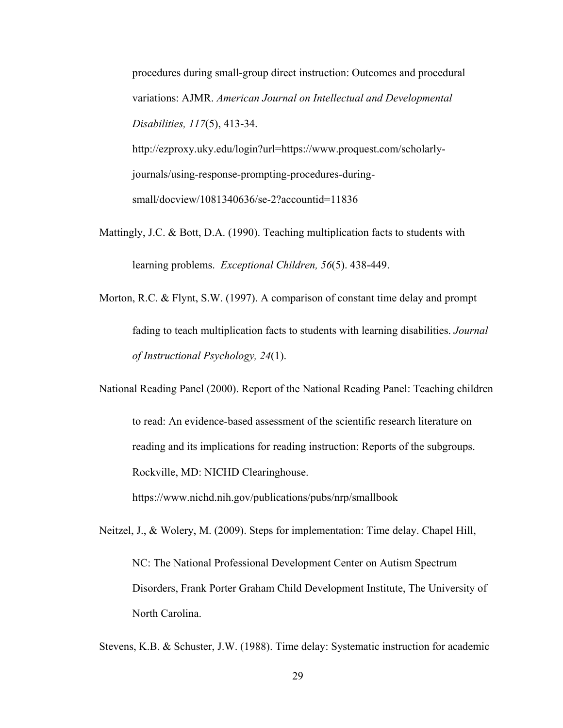procedures during small-group direct instruction: Outcomes and procedural variations: AJMR. *American Journal on Intellectual and Developmental Disabilities, 117*(5), 413-34. http://ezproxy.uky.edu/login?url=https://www.proquest.com/scholarly-journals/using-response-prompting-procedures-during-small/docview/1081340636/se-2?accountid=11836

Mattingly, J.C. & Bott, D.A. (1990). Teaching multiplication facts to students with learning problems. *Exceptional Children, 56*(5). 438-449.

Morton, R.C. & Flynt, S.W. (1997). A comparison of constant time delay and prompt fading to teach multiplication facts to students with learning disabilities. *Journal of Instructional Psychology, 24*(1).

National Reading Panel (2000). Report of the National Reading Panel: Teaching children to read: An evidence-based assessment of the scientific research literature on reading and its implications for reading instruction: Reports of the subgroups. Rockville, MD: NICHD Clearinghouse. https://www.nichd.nih.gov/publications/pubs/nrp/smallbook

Neitzel, J., & Wolery, M. (2009). Steps for implementation: Time delay. Chapel Hill, NC: The National Professional Development Center on Autism Spectrum Disorders, Frank Porter Graham Child Development Institute, The University of North Carolina.

Stevens, K.B. & Schuster, J.W. (1988). Time delay: Systematic instruction for academic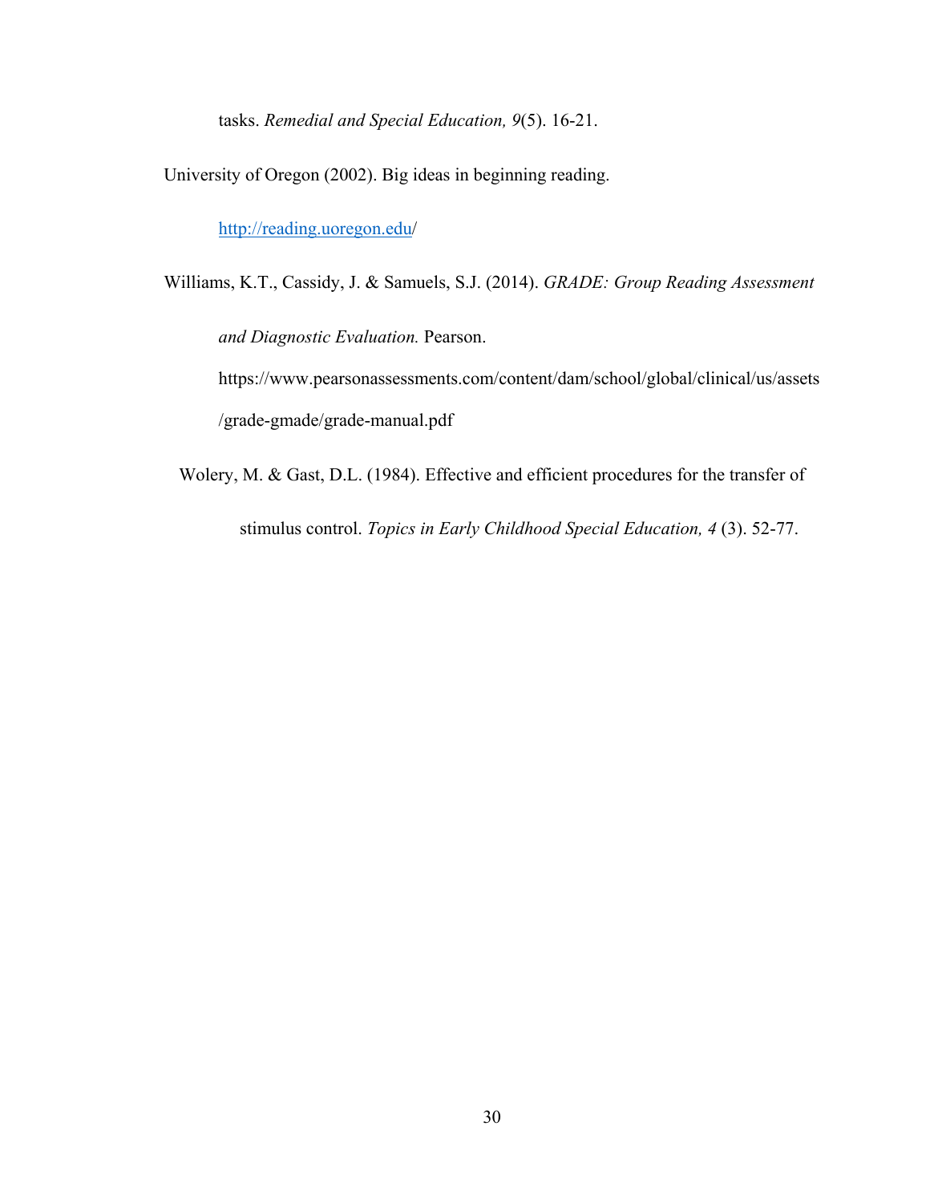tasks. *Remedial and Special Education, 9*(5). 16-21.

University of Oregon (2002). Big ideas in beginning reading. http://reading.uoregon.edu/

Williams, K.T., Cassidy, J. & Samuels, S.J. (2014). *GRADE: Group Reading Assessment and Diagnostic Evaluation.* Pearson. https://www.pearsonassessments.com/content/dam/school/global/clinical/us/assets/grade-gmade/grade-manual.pdf

Wolery, M. & Gast, D.L. (1984). Effective and efficient procedures for the transfer of stimulus control. *Topics in Early Childhood Special Education, 4* (3). 52-77.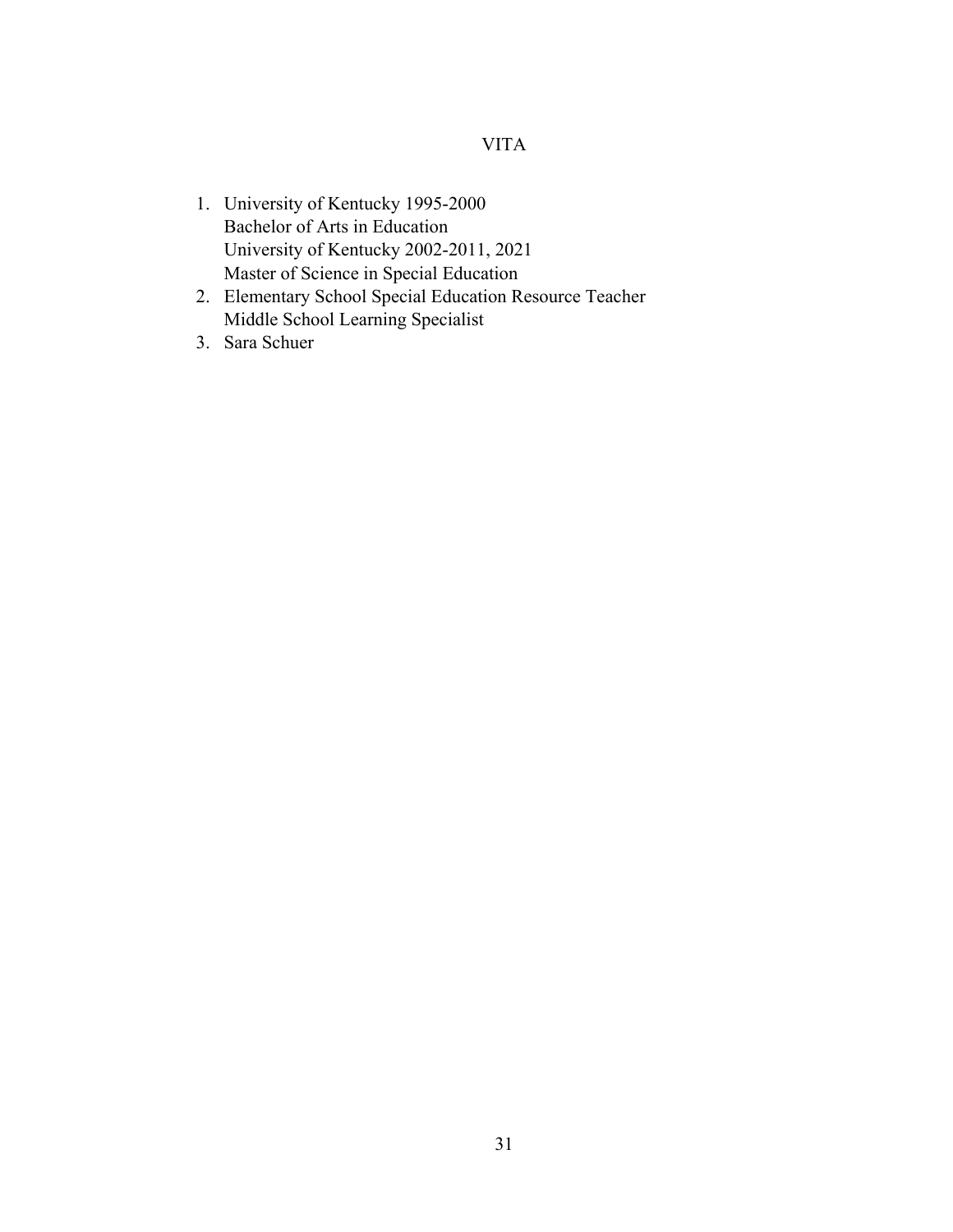# VITA

1. University of Kentucky 1995-2000
   Bachelor of Arts in Education
   University of Kentucky 2002-2011, 2021
   Master of Science in Special Education
2. Elementary School Special Education Resource Teacher
   Middle School Learning Specialist
3. Sara Schuer